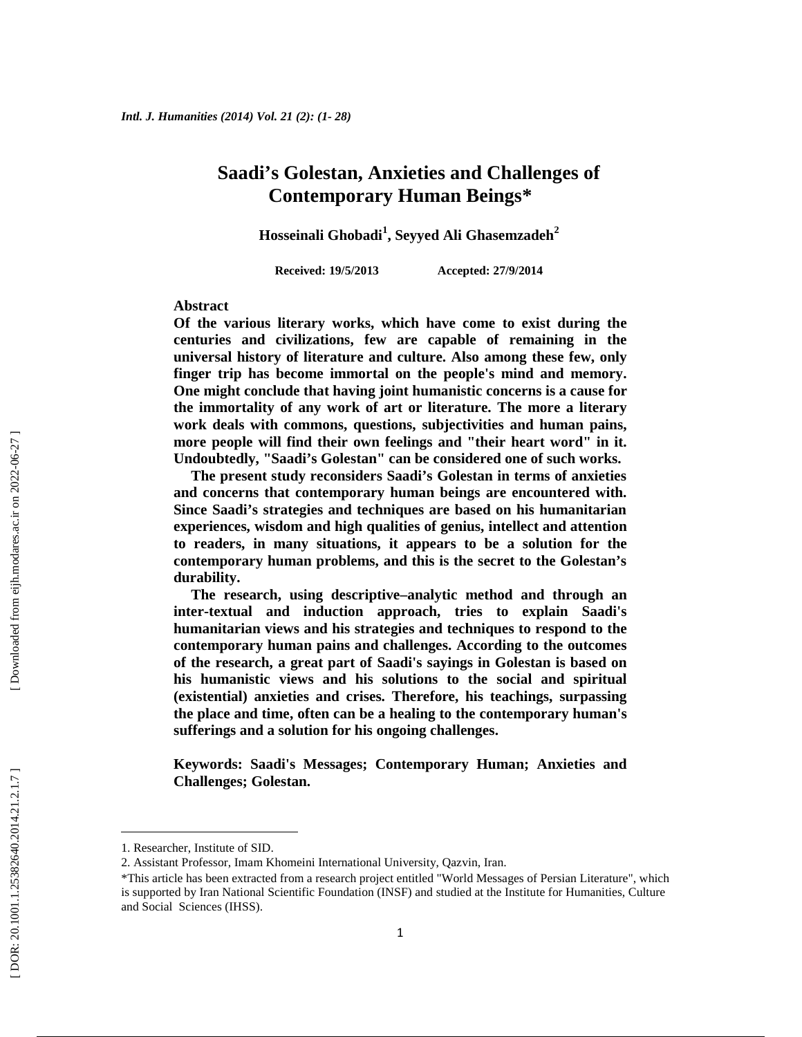# Saadi's Golestan, Anxieties and Challenges of Contemporary Human Beings*

**Hosseinali Ghobadi[1], Seyyed Ali Ghasemzadeh[2]**

**Received: 19/5/2013 Accepted: 27/9/2014**

## Abstract

**Of the various literary works, which have come to exist during the centuries and civilizations, few are capable of remaining in the universal history of literature and culture. Also among these few, only finger trip has become immortal on the people's mind and memory. One might conclude that having joint humanistic concerns is a cause for the immortality of any work of art or literature. The more a literary work deals with commons, questions, subjectivities and human pains, more people will find their own feelings and "their heart word" in it. Undoubtedly, "Saadi's Golestan" can be considered one of such works.**

**The present study reconsiders Saadi's Golestan in terms of anxieties and concerns that contemporary human beings are encountered with. Since Saadi's strategies and techniques are based on his humanitarian experiences, wisdom and high qualities of genius, intellect and attention to readers, in many situations, it appears to be a solution for the contemporary human problems, and this is the secret to the Golestan's durability.**

**The research, using descriptive–analytic method and through an inter-textual and induction approach, tries to explain Saadi's humanitarian views and his strategies and techniques to respond to the contemporary human pains and challenges. According to the outcomes of the research, a great part of Saadi's sayings in Golestan is based on his humanistic views and his solutions to the social and spiritual (existential) anxieties and crises. Therefore, his teachings, surpassing the place and time, often can be a healing to the contemporary human's sufferings and a solution for his ongoing challenges.**

**Keywords: Saadi's Messages; Contemporary Human; Anxieties and Challenges; Golestan.**

---

1. Researcher, Institute of SID.

2. Assistant Professor, Imam Khomeini International University, Qazvin, Iran.

*This article has been extracted from a research project entitled "World Messages of Persian Literature", which is supported by Iran National Scientific Foundation (INSF) and studied at the Institute for Humanities, Culture and Social Sciences (IHSS).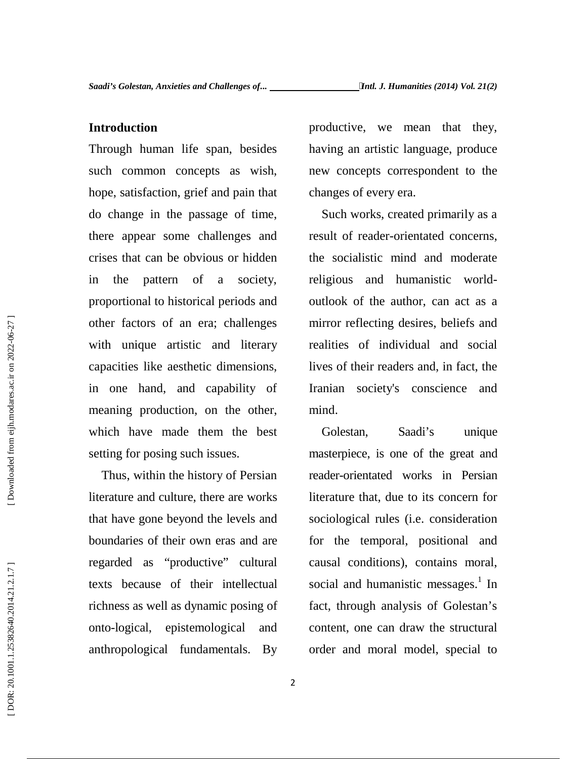## Introduction

Through human life span, besides such common concepts as wish, hope, satisfaction, grief and pain that do change in the passage of time, there appear some challenges and crises that can be obvious or hidden in the pattern of a society, proportional to historical periods and other factors of an era; challenges with unique artistic and literary capacities like aesthetic dimensions, in one hand, and capability of meaning production, on the other, which have made them the best setting for posing such issues.

Thus, within the history of Persian literature and culture, there are works that have gone beyond the levels and boundaries of their own eras and are regarded as "productive" cultural texts because of their intellectual richness as well as dynamic posing of onto-logical, epistemological and anthropological fundamentals. By productive, we mean that they, having an artistic language, produce new concepts correspondent to the changes of every era.

Such works, created primarily as a result of reader-orientated concerns, the socialistic mind and moderate religious and humanistic world-outlook of the author, can act as a mirror reflecting desires, beliefs and realities of individual and social lives of their readers and, in fact, the Iranian society's conscience and mind.

Golestan, Saadi's unique masterpiece, is one of the great and reader-orientated works in Persian literature that, due to its concern for sociological rules (i.e. consideration for the temporal, positional and causal conditions), contains moral, social and humanistic messages.[1] In fact, through analysis of Golestan's content, one can draw the structural order and moral model, special to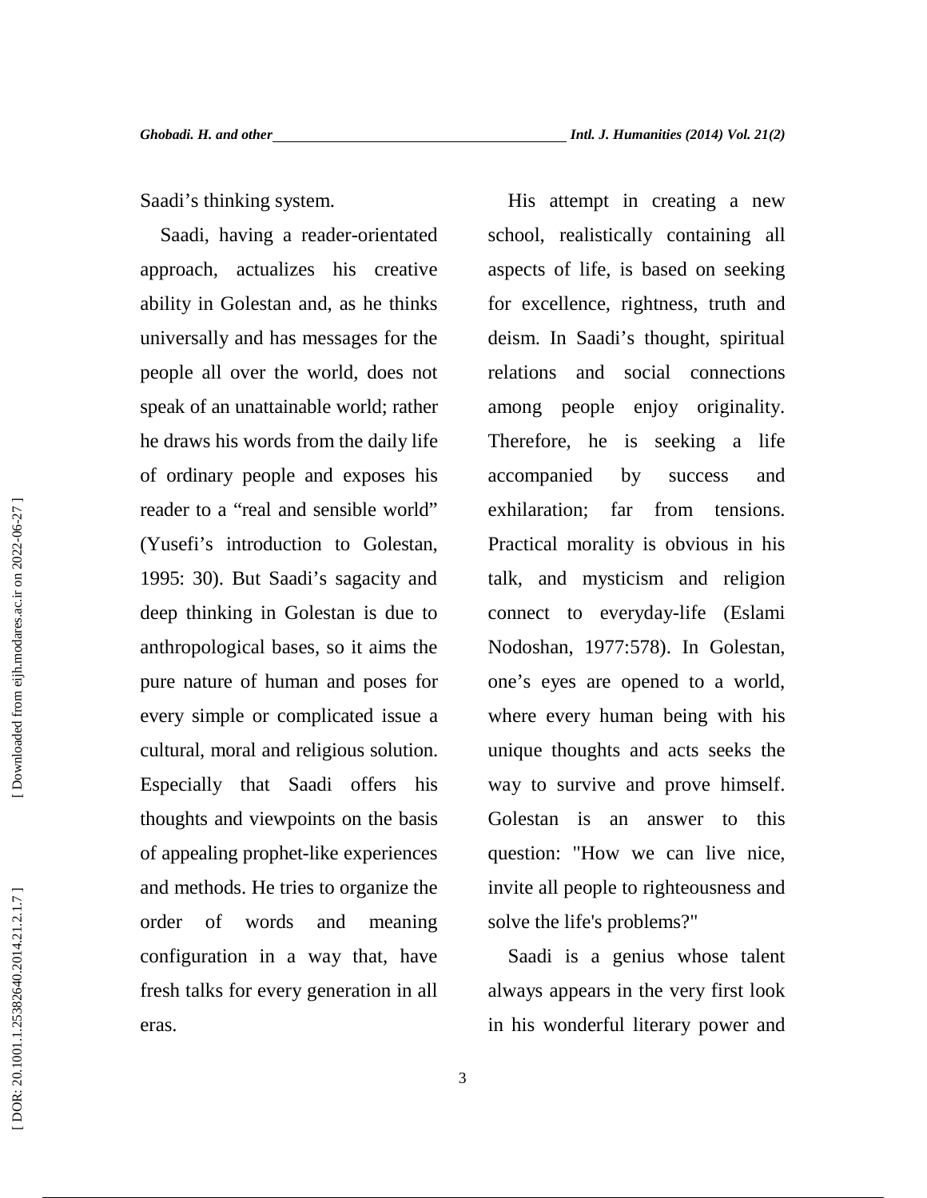Saadi's thinking system.

Saadi, having a reader-orientated approach, actualizes his creative ability in Golestan and, as he thinks universally and has messages for the people all over the world, does not speak of an unattainable world; rather he draws his words from the daily life of ordinary people and exposes his reader to a "real and sensible world" (Yusefi's introduction to Golestan, 1995: 30). But Saadi's sagacity and deep thinking in Golestan is due to anthropological bases, so it aims the pure nature of human and poses for every simple or complicated issue a cultural, moral and religious solution. Especially that Saadi offers his thoughts and viewpoints on the basis of appealing prophet-like experiences and methods. He tries to organize the order of words and meaning configuration in a way that, have fresh talks for every generation in all eras.

His attempt in creating a new school, realistically containing all aspects of life, is based on seeking for excellence, rightness, truth and deism. In Saadi's thought, spiritual relations and social connections among people enjoy originality. Therefore, he is seeking a life accompanied by success and exhilaration; far from tensions. Practical morality is obvious in his talk, and mysticism and religion connect to everyday-life (Eslami Nodoshan, 1977:578). In Golestan, one's eyes are opened to a world, where every human being with his unique thoughts and acts seeks the way to survive and prove himself. Golestan is an answer to this question: "How we can live nice, invite all people to righteousness and solve the life's problems?"

Saadi is a genius whose talent always appears in the very first look in his wonderful literary power and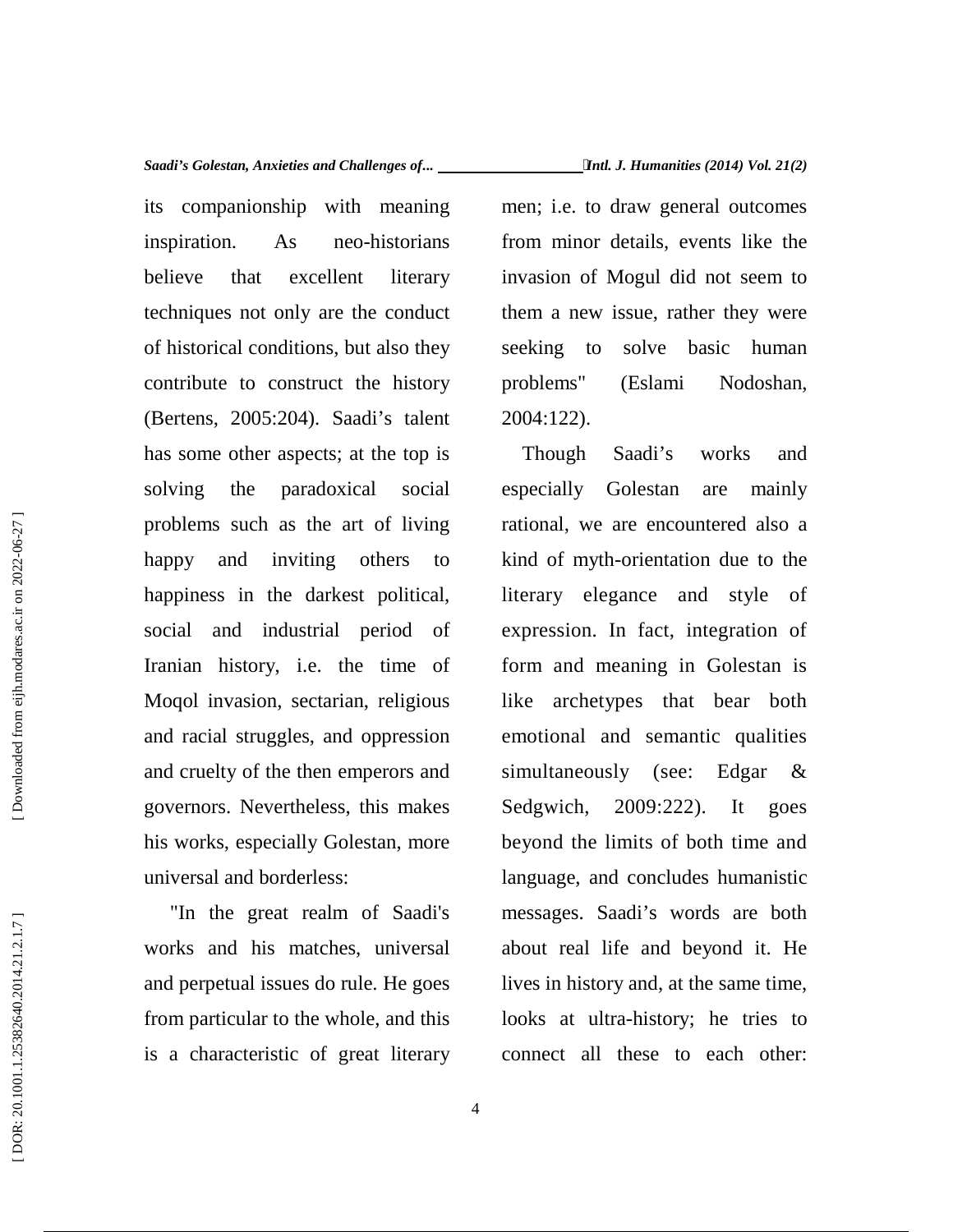its companionship with meaning inspiration. As neo-historians believe that excellent literary techniques not only are the conduct of historical conditions, but also they contribute to construct the history (Bertens, 2005:204). Saadi's talent has some other aspects; at the top is solving the paradoxical social problems such as the art of living happy and inviting others to happiness in the darkest political, social and industrial period of Iranian history, i.e. the time of Moqol invasion, sectarian, religious and racial struggles, and oppression and cruelty of the then emperors and governors. Nevertheless, this makes his works, especially Golestan, more universal and borderless:

"In the great realm of Saadi's works and his matches, universal and perpetual issues do rule. He goes from particular to the whole, and this is a characteristic of great literary men; i.e. to draw general outcomes from minor details, events like the invasion of Mogul did not seem to them a new issue, rather they were seeking to solve basic human problems" (Eslami Nodoshan, 2004:122).

Though Saadi's works and especially Golestan are mainly rational, we are encountered also a kind of myth-orientation due to the literary elegance and style of expression. In fact, integration of form and meaning in Golestan is like archetypes that bear both emotional and semantic qualities simultaneously (see: Edgar & Sedgwich, 2009:222). It goes beyond the limits of both time and language, and concludes humanistic messages. Saadi's words are both about real life and beyond it. He lives in history and, at the same time, looks at ultra-history; he tries to connect all these to each other: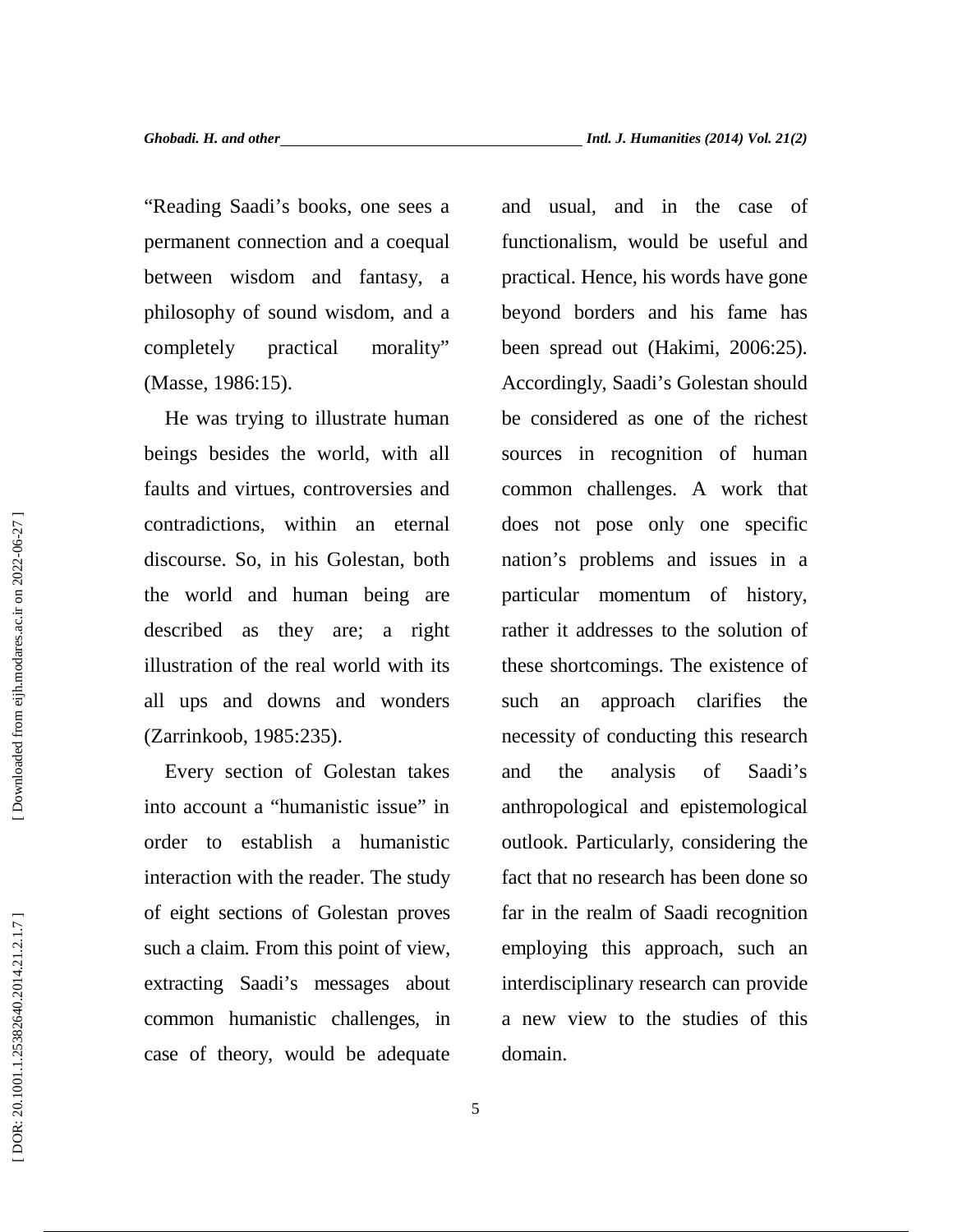"Reading Saadi's books, one sees a permanent connection and a coequal between wisdom and fantasy, a philosophy of sound wisdom, and a completely practical morality" (Masse, 1986:15).

He was trying to illustrate human beings besides the world, with all faults and virtues, controversies and contradictions, within an eternal discourse. So, in his Golestan, both the world and human being are described as they are; a right illustration of the real world with its all ups and downs and wonders (Zarrinkoob, 1985:235).

Every section of Golestan takes into account a "humanistic issue" in order to establish a humanistic interaction with the reader. The study of eight sections of Golestan proves such a claim. From this point of view, extracting Saadi's messages about common humanistic challenges, in case of theory, would be adequate and usual, and in the case of functionalism, would be useful and practical. Hence, his words have gone beyond borders and his fame has been spread out (Hakimi, 2006:25). Accordingly, Saadi's Golestan should be considered as one of the richest sources in recognition of human common challenges. A work that does not pose only one specific nation's problems and issues in a particular momentum of history, rather it addresses to the solution of these shortcomings. The existence of such an approach clarifies the necessity of conducting this research and the analysis of Saadi's anthropological and epistemological outlook. Particularly, considering the fact that no research has been done so far in the realm of Saadi recognition employing this approach, such an interdisciplinary research can provide a new view to the studies of this domain.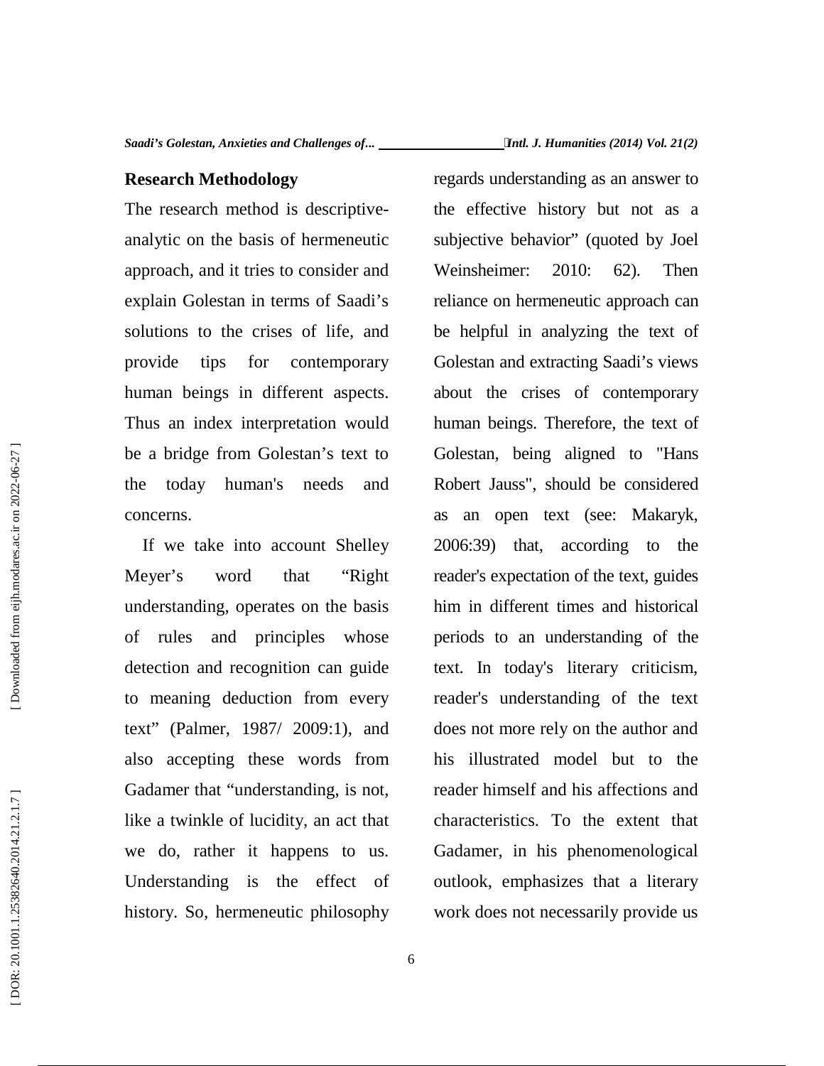## Research Methodology

The research method is descriptive-analytic on the basis of hermeneutic approach, and it tries to consider and explain Golestan in terms of Saadi's solutions to the crises of life, and provide tips for contemporary human beings in different aspects. Thus an index interpretation would be a bridge from Golestan's text to the today human's needs and concerns.

If we take into account Shelley Meyer's word that "Right understanding, operates on the basis of rules and principles whose detection and recognition can guide to meaning deduction from every text" (Palmer, 1987/ 2009:1), and also accepting these words from Gadamer that "understanding, is not, like a twinkle of lucidity, an act that we do, rather it happens to us. Understanding is the effect of history. So, hermeneutic philosophy regards understanding as an answer to the effective history but not as a subjective behavior" (quoted by Joel Weinsheimer: 2010: 62). Then reliance on hermeneutic approach can be helpful in analyzing the text of Golestan and extracting Saadi's views about the crises of contemporary human beings. Therefore, the text of Golestan, being aligned to "Hans Robert Jauss", should be considered as an open text (see: Makaryk, 2006:39) that, according to the reader's expectation of the text, guides him in different times and historical periods to an understanding of the text. In today's literary criticism, reader's understanding of the text does not more rely on the author and his illustrated model but to the reader himself and his affections and characteristics. To the extent that Gadamer, in his phenomenological outlook, emphasizes that a literary work does not necessarily provide us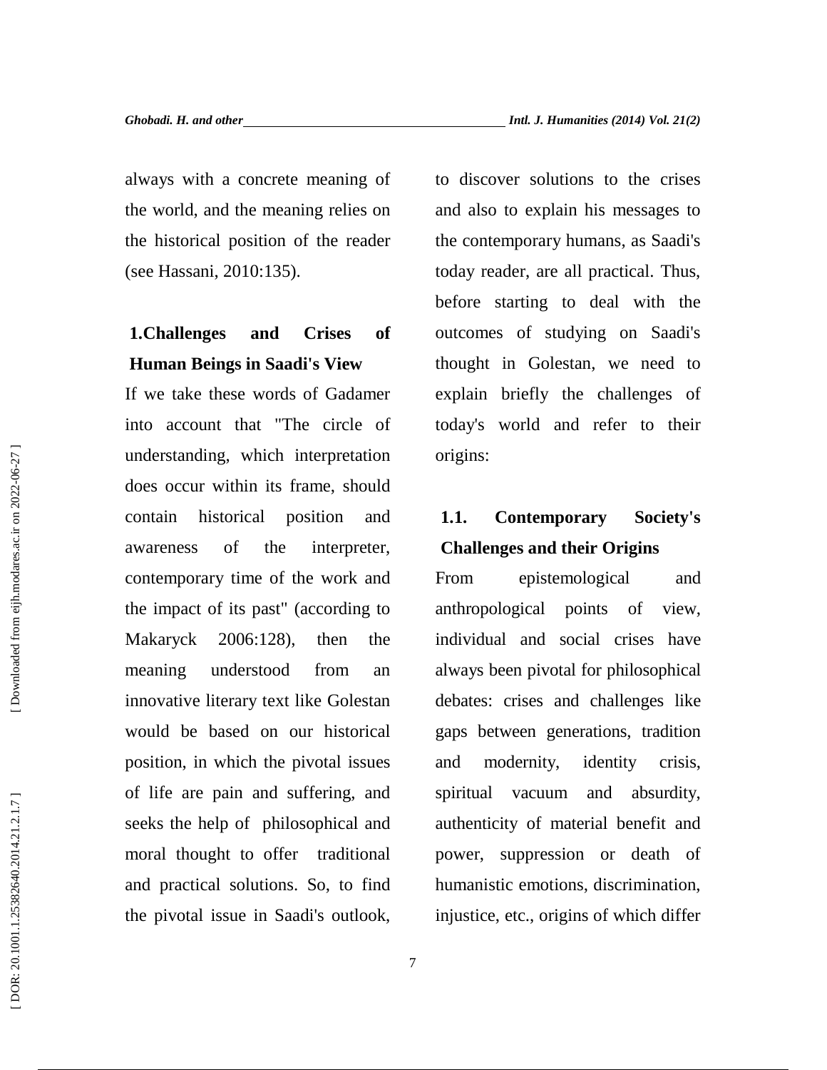always with a concrete meaning of the world, and the meaning relies on the historical position of the reader (see Hassani, 2010:135).

## 1.Challenges and Crises of Human Beings in Saadi's View

If we take these words of Gadamer into account that "The circle of understanding, which interpretation does occur within its frame, should contain historical position and awareness of the interpreter, contemporary time of the work and the impact of its past" (according to Makaryck 2006:128), then the meaning understood from an innovative literary text like Golestan would be based on our historical position, in which the pivotal issues of life are pain and suffering, and seeks the help of philosophical and moral thought to offer traditional and practical solutions. So, to find the pivotal issue in Saadi's outlook, to discover solutions to the crises and also to explain his messages to the contemporary humans, as Saadi's today reader, are all practical. Thus, before starting to deal with the outcomes of studying on Saadi's thought in Golestan, we need to explain briefly the challenges of today's world and refer to their origins:

### 1.1. Contemporary Society's Challenges and their Origins

From epistemological and anthropological points of view, individual and social crises have always been pivotal for philosophical debates: crises and challenges like gaps between generations, tradition and modernity, identity crisis, spiritual vacuum and absurdity, authenticity of material benefit and power, suppression or death of humanistic emotions, discrimination, injustice, etc., origins of which differ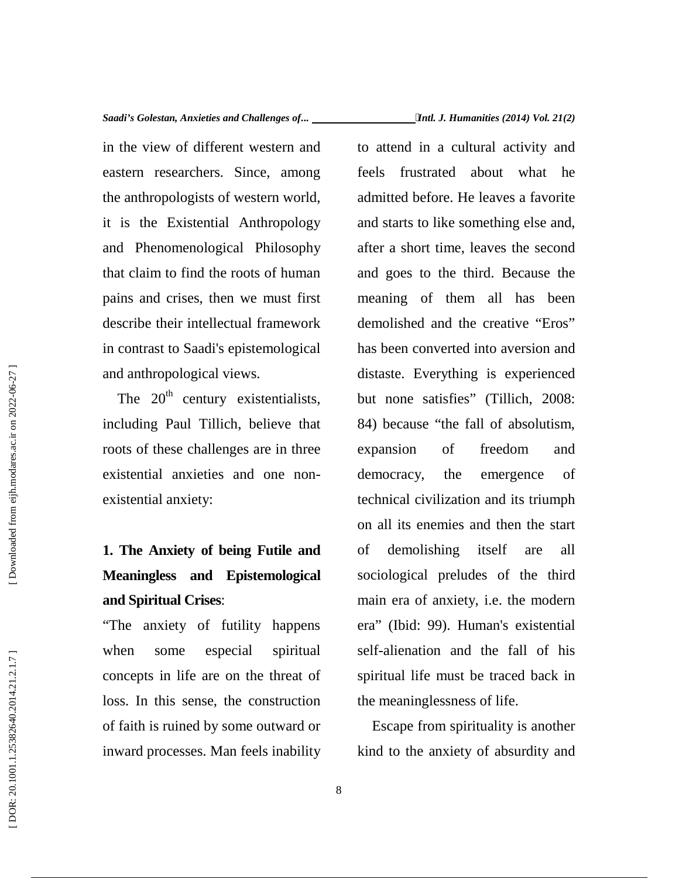in the view of different western and eastern researchers. Since, among the anthropologists of western world, it is the Existential Anthropology and Phenomenological Philosophy that claim to find the roots of human pains and crises, then we must first describe their intellectual framework in contrast to Saadi's epistemological and anthropological views.

The 20th century existentialists, including Paul Tillich, believe that roots of these challenges are in three existential anxieties and one non-existential anxiety:

**1. The Anxiety of being Futile and Meaningless and Epistemological and Spiritual Crises**:

"The anxiety of futility happens when some especial spiritual concepts in life are on the threat of loss. In this sense, the construction of faith is ruined by some outward or inward processes. Man feels inability to attend in a cultural activity and feels frustrated about what he admitted before. He leaves a favorite and starts to like something else and, after a short time, leaves the second and goes to the third. Because the meaning of them all has been demolished and the creative "Eros" has been converted into aversion and distaste. Everything is experienced but none satisfies" (Tillich, 2008: 84) because "the fall of absolutism, expansion of freedom and democracy, the emergence of technical civilization and its triumph on all its enemies and then the start of demolishing itself are all sociological preludes of the third main era of anxiety, i.e. the modern era" (Ibid: 99). Human's existential self-alienation and the fall of his spiritual life must be traced back in the meaninglessness of life.

Escape from spirituality is another kind to the anxiety of absurdity and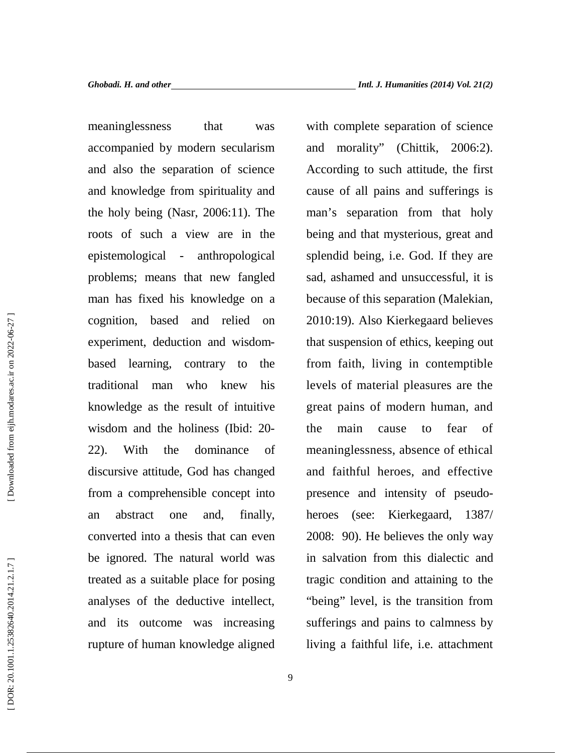meaninglessness that was accompanied by modern secularism and also the separation of science and knowledge from spirituality and the holy being (Nasr, 2006:11). The roots of such a view are in the epistemological - anthropological problems; means that new fangled man has fixed his knowledge on a cognition, based and relied on experiment, deduction and wisdom-based learning, contrary to the traditional man who knew his knowledge as the result of intuitive wisdom and the holiness (Ibid: 20-22). With the dominance of discursive attitude, God has changed from a comprehensible concept into an abstract one and, finally, converted into a thesis that can even be ignored. The natural world was treated as a suitable place for posing analyses of the deductive intellect, and its outcome was increasing rupture of human knowledge aligned with complete separation of science and morality" (Chittik, 2006:2). According to such attitude, the first cause of all pains and sufferings is man's separation from that holy being and that mysterious, great and splendid being, i.e. God. If they are sad, ashamed and unsuccessful, it is because of this separation (Malekian, 2010:19). Also Kierkegaard believes that suspension of ethics, keeping out from faith, living in contemptible levels of material pleasures are the great pains of modern human, and the main cause to fear of meaninglessness, absence of ethical and faithful heroes, and effective presence and intensity of pseudo-heroes (see: Kierkegaard, 1387/ 2008: 90). He believes the only way in salvation from this dialectic and tragic condition and attaining to the "being" level, is the transition from sufferings and pains to calmness by living a faithful life, i.e. attachment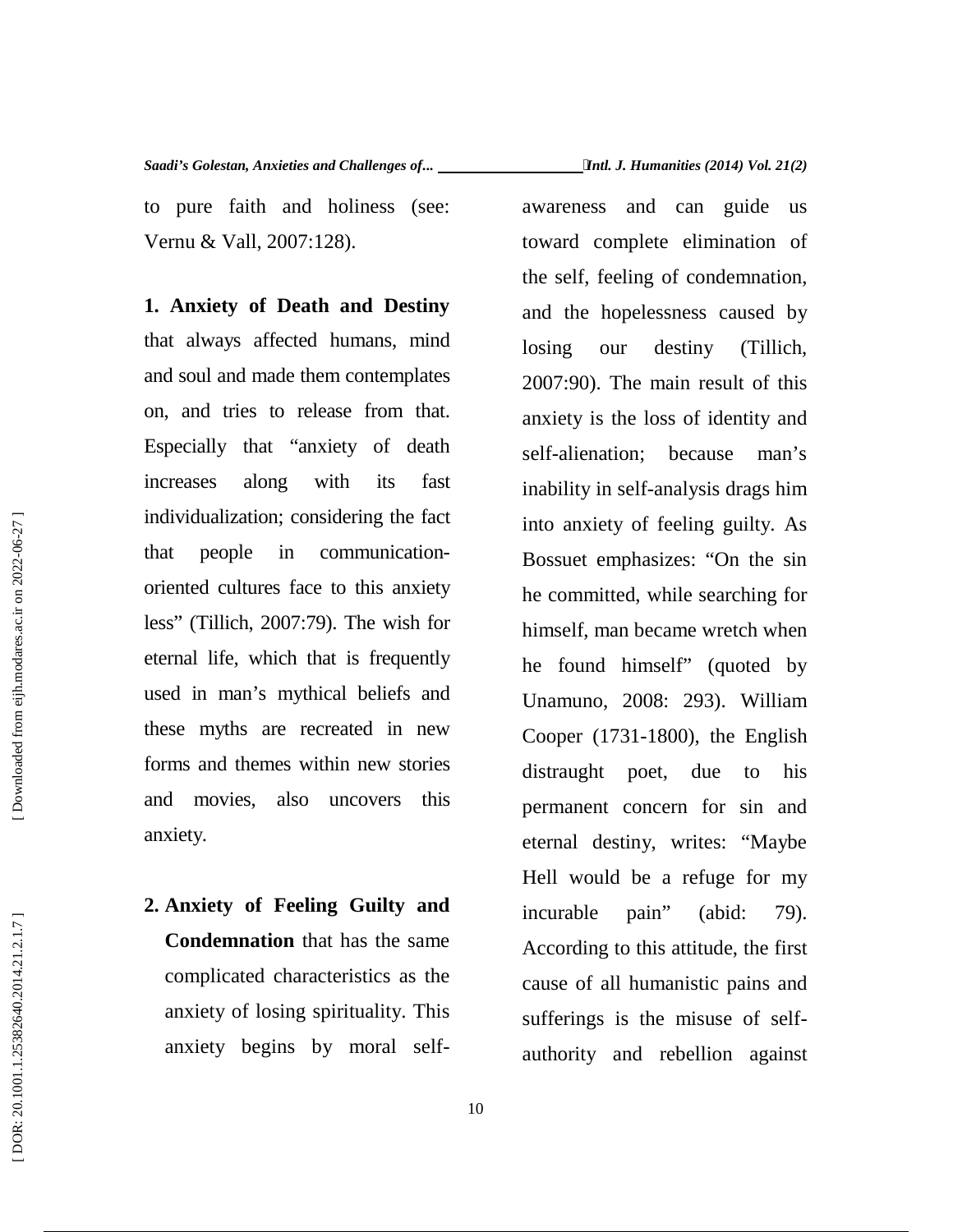to pure faith and holiness (see: Vernu & Vall, 2007:128).

**1. Anxiety of Death and Destiny** that always affected humans, mind and soul and made them contemplates on, and tries to release from that. Especially that "anxiety of death increases along with its fast individualization; considering the fact that people in communication-oriented cultures face to this anxiety less" (Tillich, 2007:79). The wish for eternal life, which that is frequently used in man's mythical beliefs and these myths are recreated in new forms and themes within new stories and movies, also uncovers this anxiety.

2. **Anxiety of Feeling Guilty and Condemnation** that has the same complicated characteristics as the anxiety of losing spirituality. This anxiety begins by moral self-awareness and can guide us toward complete elimination of the self, feeling of condemnation, and the hopelessness caused by losing our destiny (Tillich, 2007:90). The main result of this anxiety is the loss of identity and self-alienation; because man's inability in self-analysis drags him into anxiety of feeling guilty. As Bossuet emphasizes: "On the sin he committed, while searching for himself, man became wretch when he found himself" (quoted by Unamuno, 2008: 293). William Cooper (1731-1800), the English distraught poet, due to his permanent concern for sin and eternal destiny, writes: "Maybe Hell would be a refuge for my incurable pain" (abid: 79). According to this attitude, the first cause of all humanistic pains and sufferings is the misuse of self-authority and rebellion against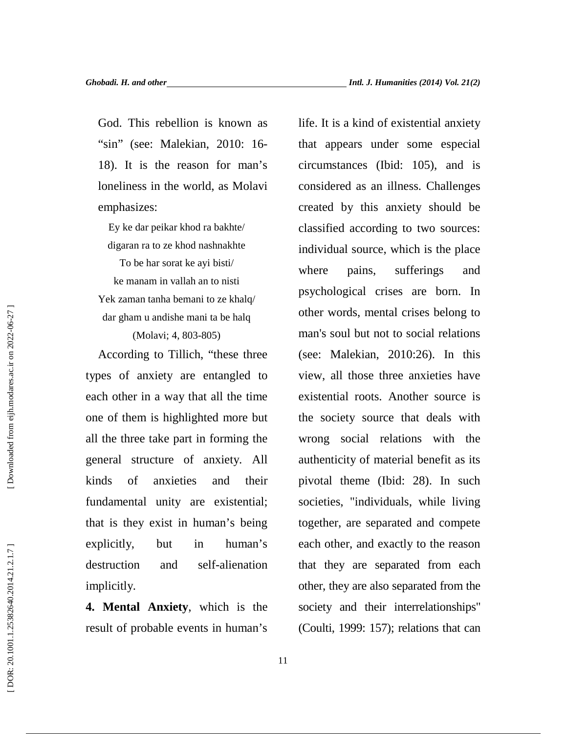God. This rebellion is known as "sin" (see: Malekian, 2010: 16-18). It is the reason for man's loneliness in the world, as Molavi emphasizes:

Ey ke dar peikar khod ra bakhte/
digaran ra to ze khod nashnakhte
To be har sorat ke ayi bisti/
ke manam in vallah an to nisti
Yek zaman tanha bemani to ze khalq/
dar gham u andishe mani ta be halq
(Molavi; 4, 803-805)

According to Tillich, "these three types of anxiety are entangled to each other in a way that all the time one of them is highlighted more but all the three take part in forming the general structure of anxiety. All kinds of anxieties and their fundamental unity are existential; that is they exist in human's being explicitly, but in human's destruction and self-alienation implicitly.

**4. Mental Anxiety**, which is the result of probable events in human's life. It is a kind of existential anxiety that appears under some especial circumstances (Ibid: 105), and is considered as an illness. Challenges created by this anxiety should be classified according to two sources: individual source, which is the place where pains, sufferings and psychological crises are born. In other words, mental crises belong to man's soul but not to social relations (see: Malekian, 2010:26). In this view, all those three anxieties have existential roots. Another source is the society source that deals with wrong social relations with the authenticity of material benefit as its pivotal theme (Ibid: 28). In such societies, "individuals, while living together, are separated and compete each other, and exactly to the reason that they are separated from each other, they are also separated from the society and their interrelationships" (Coulti, 1999: 157); relations that can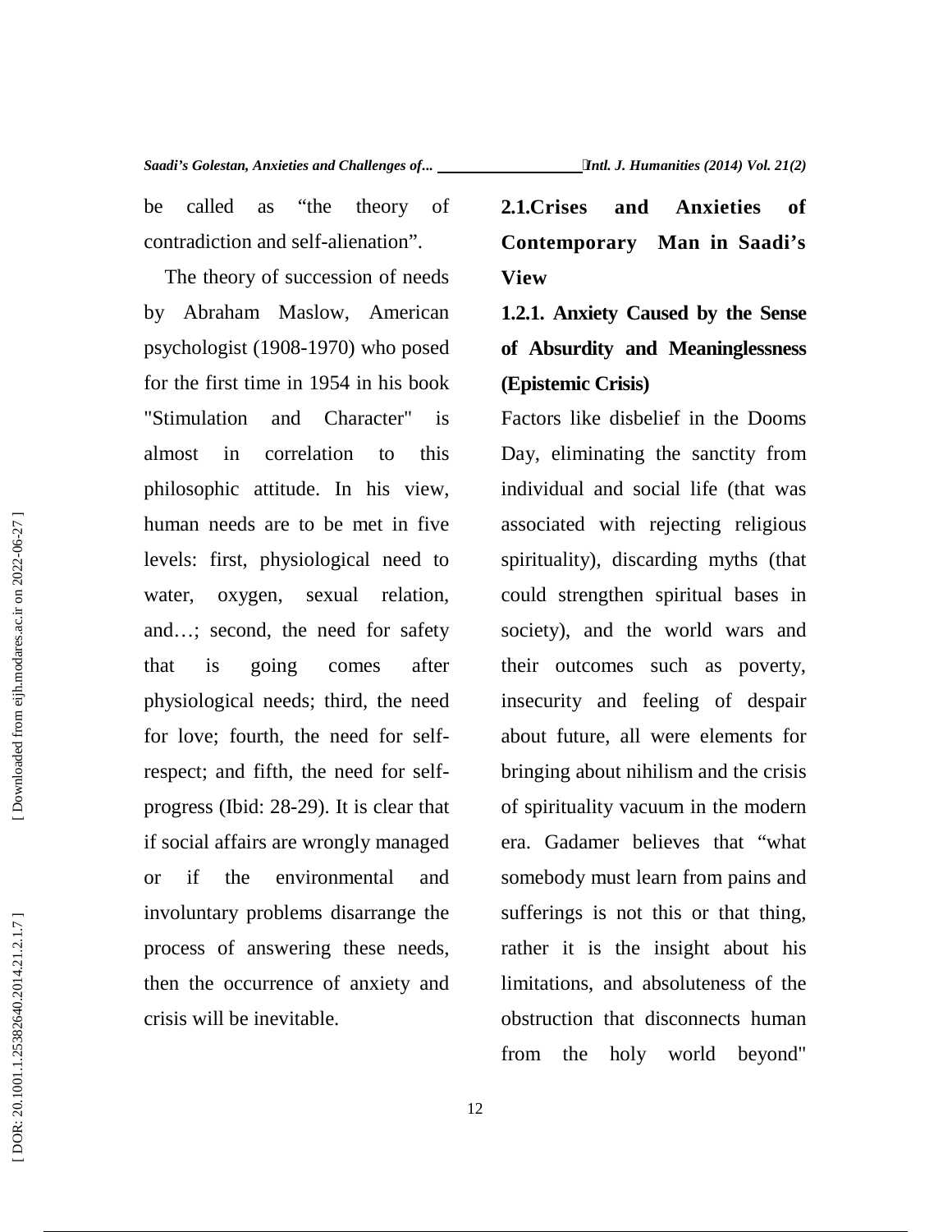be called as “the theory of contradiction and self-alienation”.

The theory of succession of needs by Abraham Maslow, American psychologist (1908-1970) who posed for the first time in 1954 in his book "Stimulation and Character" is almost in correlation to this philosophic attitude. In his view, human needs are to be met in five levels: first, physiological need to water, oxygen, sexual relation, and…; second, the need for safety that is going comes after physiological needs; third, the need for love; fourth, the need for self-respect; and fifth, the need for self-progress (Ibid: 28-29). It is clear that if social affairs are wrongly managed or if the environmental and involuntary problems disarrange the process of answering these needs, then the occurrence of anxiety and crisis will be inevitable.

## 2.1.Crises and Anxieties of Contemporary Man in Saadi’s View

### 1.2.1. Anxiety Caused by the Sense of Absurdity and Meaninglessness (Epistemic Crisis)

Factors like disbelief in the Dooms Day, eliminating the sanctity from individual and social life (that was associated with rejecting religious spirituality), discarding myths (that could strengthen spiritual bases in society), and the world wars and their outcomes such as poverty, insecurity and feeling of despair about future, all were elements for bringing about nihilism and the crisis of spirituality vacuum in the modern era. Gadamer believes that “what somebody must learn from pains and sufferings is not this or that thing, rather it is the insight about his limitations, and absoluteness of the obstruction that disconnects human from the holy world beyond"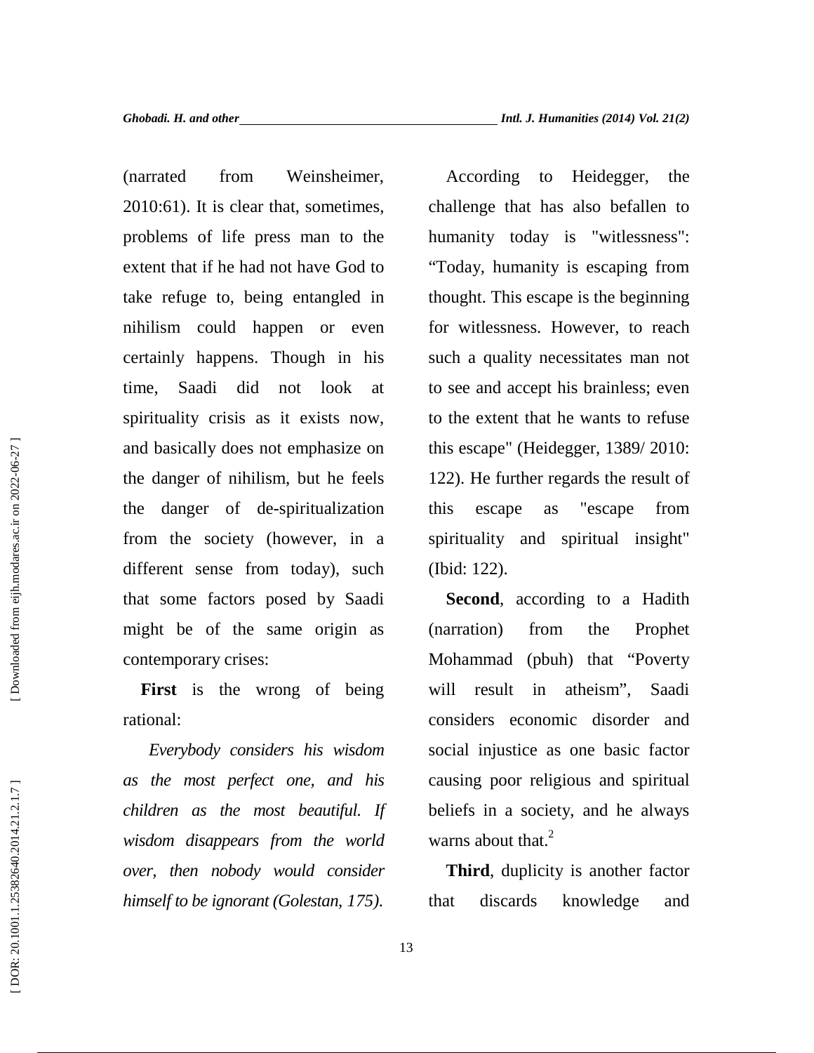(narrated from Weinsheimer, 2010:61). It is clear that, sometimes, problems of life press man to the extent that if he had not have God to take refuge to, being entangled in nihilism could happen or even certainly happens. Though in his time, Saadi did not look at spirituality crisis as it exists now, and basically does not emphasize on the danger of nihilism, but he feels the danger of de-spiritualization from the society (however, in a different sense from today), such that some factors posed by Saadi might be of the same origin as contemporary crises:

**First** is the wrong of being rational:

*Everybody considers his wisdom as the most perfect one, and his children as the most beautiful. If wisdom disappears from the world over, then nobody would consider himself to be ignorant (Golestan, 175).*

According to Heidegger, the challenge that has also befallen to humanity today is "witlessness": "Today, humanity is escaping from thought. This escape is the beginning for witlessness. However, to reach such a quality necessitates man not to see and accept his brainless; even to the extent that he wants to refuse this escape" (Heidegger, 1389/ 2010: 122). He further regards the result of this escape as "escape from spirituality and spiritual insight" (Ibid: 122).

**Second**, according to a Hadith (narration) from the Prophet Mohammad (pbuh) that "Poverty will result in atheism", Saadi considers economic disorder and social injustice as one basic factor causing poor religious and spiritual beliefs in a society, and he always warns about that.[2]

**Third**, duplicity is another factor that discards knowledge and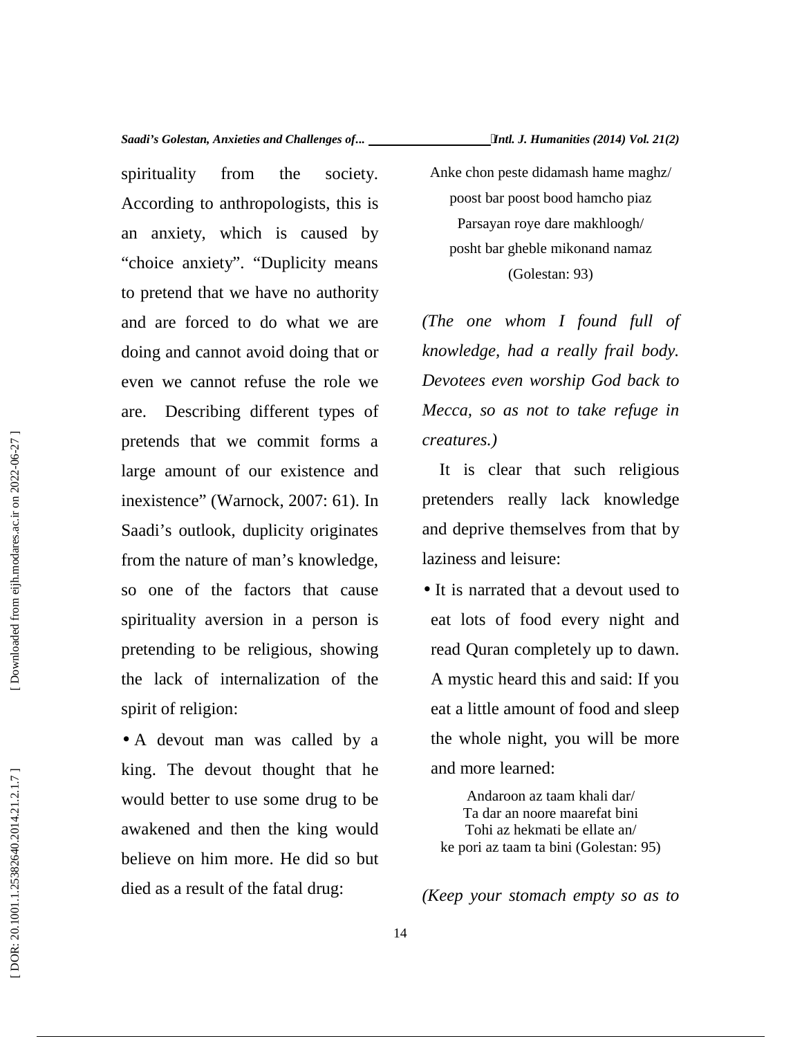spirituality from the society. According to anthropologists, this is an anxiety, which is caused by "choice anxiety". "Duplicity means to pretend that we have no authority and are forced to do what we are doing and cannot avoid doing that or even we cannot refuse the role we are. Describing different types of pretends that we commit forms a large amount of our existence and inexistence" (Warnock, 2007: 61). In Saadi's outlook, duplicity originates from the nature of man's knowledge, so one of the factors that cause spirituality aversion in a person is pretending to be religious, showing the lack of internalization of the spirit of religion:

- A devout man was called by a king. The devout thought that he would better to use some drug to be awakened and then the king would believe on him more. He did so but died as a result of the fatal drug:

Anke chon peste didamash hame maghz/
poost bar poost bood hamcho piaz
Parsayan roye dare makhloogh/
posht bar gheble mikonand namaz
(Golestan: 93)

*(The one whom I found full of knowledge, had a really frail body. Devotees even worship God back to Mecca, so as not to take refuge in creatures.)*

It is clear that such religious pretenders really lack knowledge and deprive themselves from that by laziness and leisure:

- It is narrated that a devout used to eat lots of food every night and read Quran completely up to dawn. A mystic heard this and said: If you eat a little amount of food and sleep the whole night, you will be more and more learned:

Andaroon az taam khali dar/
Ta dar an noore maarefat bini
Tohi az hekmati be ellate an/
ke pori az taam ta bini (Golestan: 95)

*(Keep your stomach empty so as to*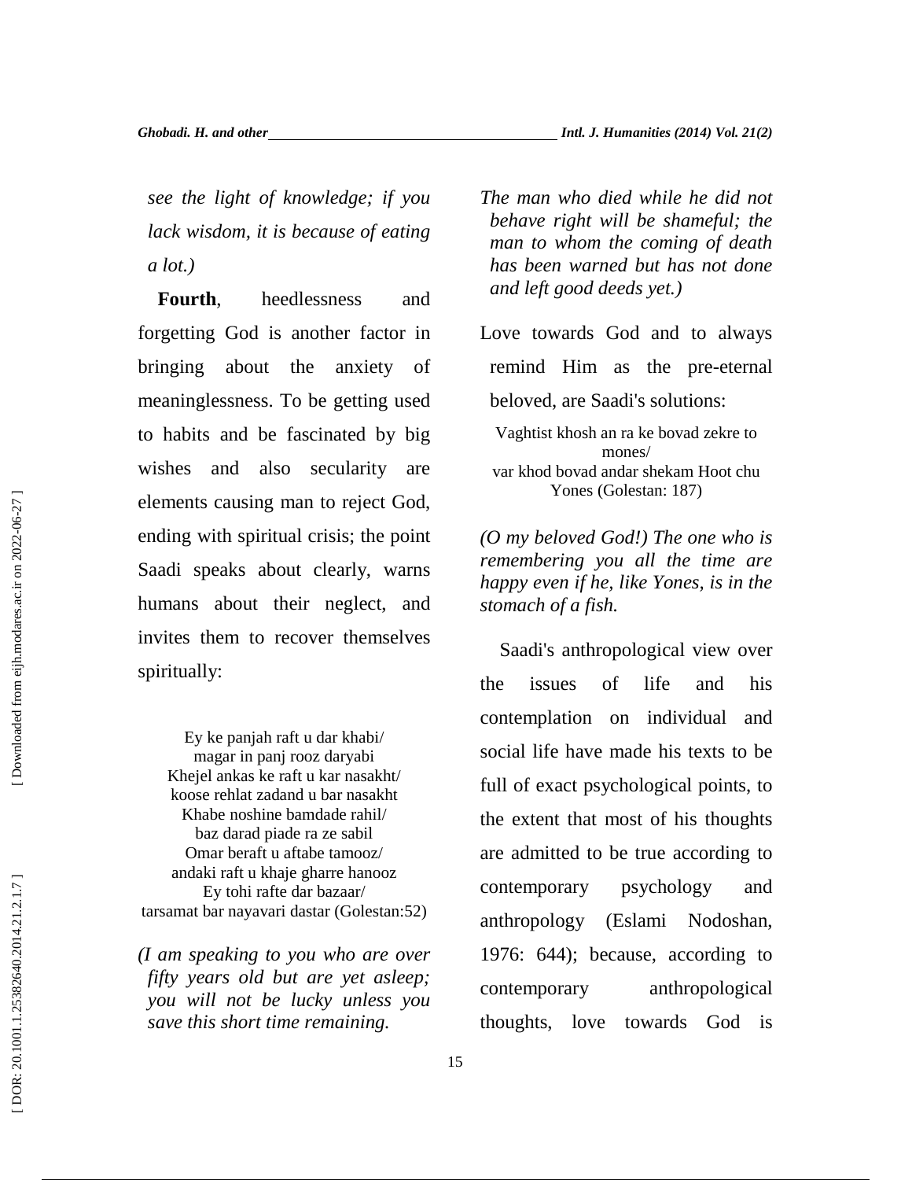*see the light of knowledge; if you lack wisdom, it is because of eating a lot.)*

**Fourth**, heedlessness and forgetting God is another factor in bringing about the anxiety of meaninglessness. To be getting used to habits and be fascinated by big wishes and also secularity are elements causing man to reject God, ending with spiritual crisis; the point Saadi speaks about clearly, warns humans about their neglect, and invites them to recover themselves spiritually:

Ey ke panjah raft u dar khabi/
magar in panj rooz daryabi
Khejel ankas ke raft u kar nasakht/
koose rehlat zadand u bar nasakht
Khabe noshine bamdade rahil/
baz darad piade ra ze sabil
Omar beraft u aftabe tamooz/
andaki raft u khaje gharre hanooz
Ey tohi rafte dar bazaar/
tarsamat bar nayavari dastar (Golestan:52)

*(I am speaking to you who are over fifty years old but are yet asleep; you will not be lucky unless you save this short time remaining.*

*The man who died while he did not behave right will be shameful; the man to whom the coming of death has been warned but has not done and left good deeds yet.)*

Love towards God and to always remind Him as the pre-eternal beloved, are Saadi's solutions:

Vaghtist khosh an ra ke bovad zekre to mones/
var khod bovad andar shekam Hoot chu Yones (Golestan: 187)

*(O my beloved God!) The one who is remembering you all the time are happy even if he, like Yones, is in the stomach of a fish.*

Saadi's anthropological view over the issues of life and his contemplation on individual and social life have made his texts to be full of exact psychological points, to the extent that most of his thoughts are admitted to be true according to contemporary psychology and anthropology (Eslami Nodoshan, 1976: 644); because, according to contemporary anthropological thoughts, love towards God is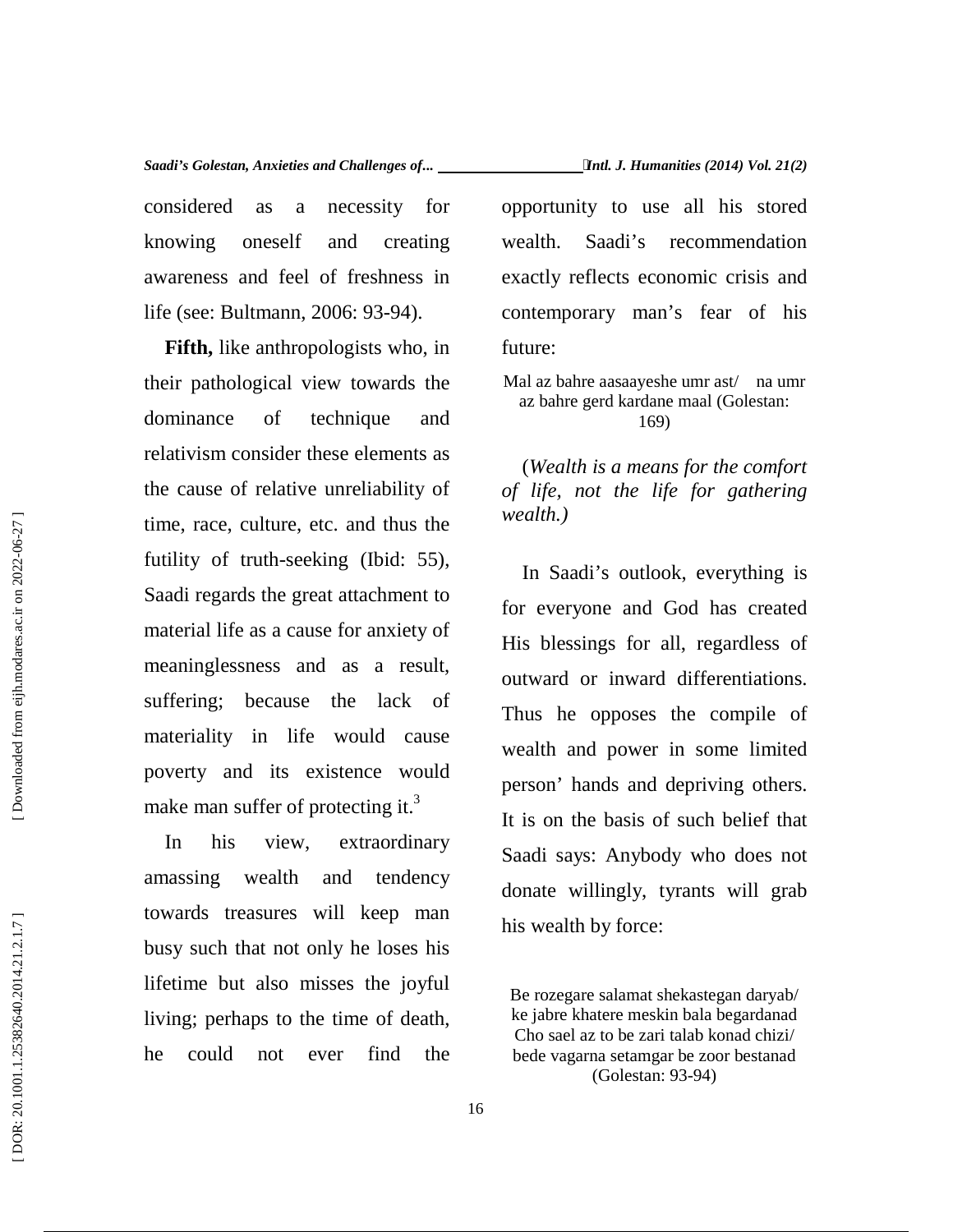considered as a necessity for knowing oneself and creating awareness and feel of freshness in life (see: Bultmann, 2006: 93-94).

**Fifth,** like anthropologists who, in their pathological view towards the dominance of technique and relativism consider these elements as the cause of relative unreliability of time, race, culture, etc. and thus the futility of truth-seeking (Ibid: 55), Saadi regards the great attachment to material life as a cause for anxiety of meaninglessness and as a result, suffering; because the lack of materiality in life would cause poverty and its existence would make man suffer of protecting it.[3]

In his view, extraordinary amassing wealth and tendency towards treasures will keep man busy such that not only he loses his lifetime but also misses the joyful living; perhaps to the time of death, he could not ever find the opportunity to use all his stored wealth. Saadi's recommendation exactly reflects economic crisis and contemporary man's fear of his future:

Mal az bahre aasaayeshe umr ast/ na umr az bahre gerd kardane maal (Golestan: 169)

(*Wealth is a means for the comfort of life, not the life for gathering wealth.)*

In Saadi's outlook, everything is for everyone and God has created His blessings for all, regardless of outward or inward differentiations. Thus he opposes the compile of wealth and power in some limited person' hands and depriving others. It is on the basis of such belief that Saadi says: Anybody who does not donate willingly, tyrants will grab his wealth by force:

Be rozegare salamat shekastegan daryab/ ke jabre khatere meskin bala begardanad
Cho sael az to be zari talab konad chizi/ bede vagarna setamgar be zoor bestanad (Golestan: 93-94)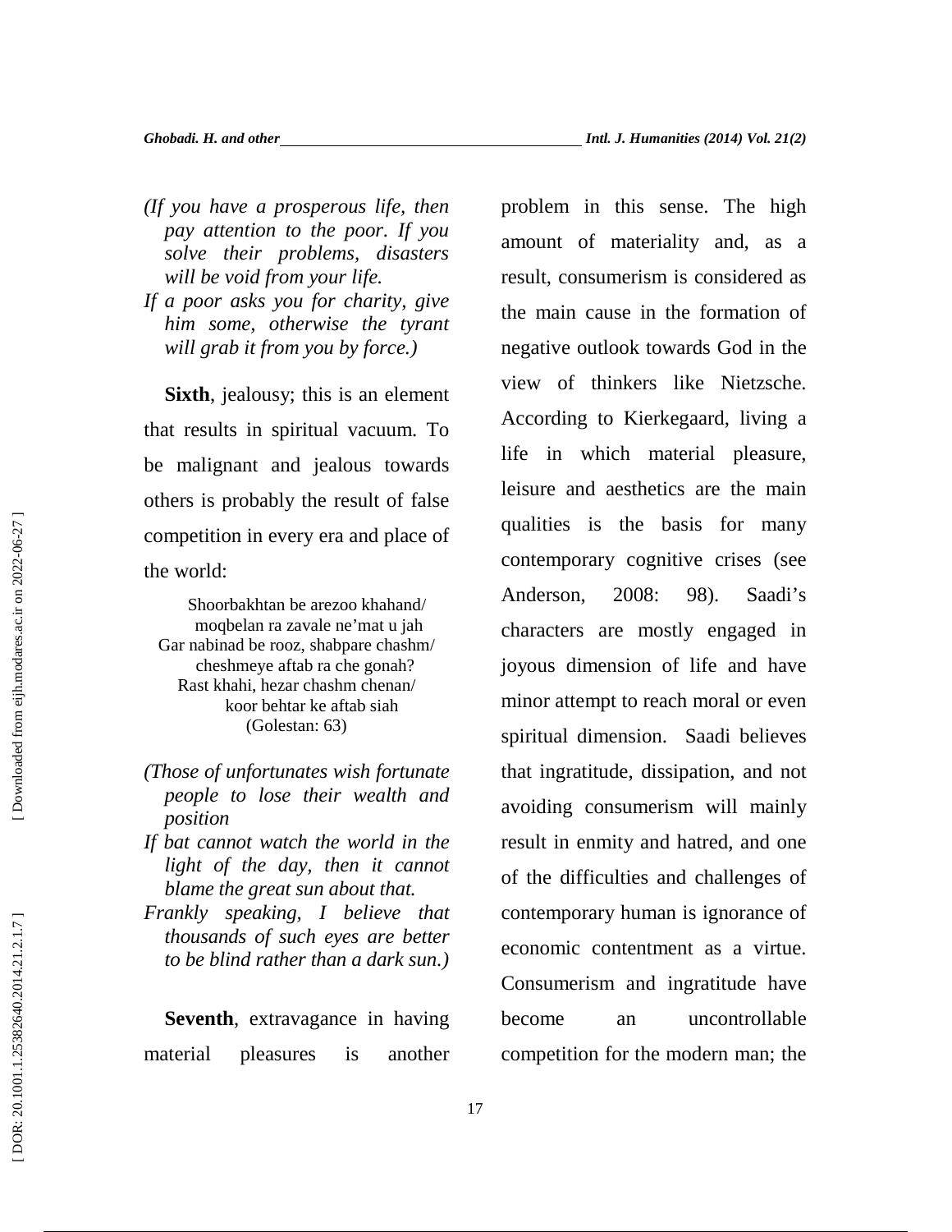*(If you have a prosperous life, then pay attention to the poor. If you solve their problems, disasters will be void from your life.*
*If a poor asks you for charity, give him some, otherwise the tyrant will grab it from you by force.)*

**Sixth**, jealousy; this is an element that results in spiritual vacuum. To be malignant and jealous towards others is probably the result of false competition in every era and place of the world:

Shoorbakhtan be arezoo khahand/
moqbelan ra zavale ne'mat u jah
Gar nabinad be rooz, shabpare chashm/
cheshmeye aftab ra che gonah?
Rast khahi, hezar chashm chenan/
koor behtar ke aftab siah
(Golestan: 63)

*(Those of unfortunates wish fortunate people to lose their wealth and position*
*If bat cannot watch the world in the light of the day, then it cannot blame the great sun about that.*
*Frankly speaking, I believe that thousands of such eyes are better to be blind rather than a dark sun.)*

**Seventh**, extravagance in having material pleasures is another problem in this sense. The high amount of materiality and, as a result, consumerism is considered as the main cause in the formation of negative outlook towards God in the view of thinkers like Nietzsche. According to Kierkegaard, living a life in which material pleasure, leisure and aesthetics are the main qualities is the basis for many contemporary cognitive crises (see Anderson, 2008: 98). Saadi's characters are mostly engaged in joyous dimension of life and have minor attempt to reach moral or even spiritual dimension. Saadi believes that ingratitude, dissipation, and not avoiding consumerism will mainly result in enmity and hatred, and one of the difficulties and challenges of contemporary human is ignorance of economic contentment as a virtue. Consumerism and ingratitude have become an uncontrollable competition for the modern man; the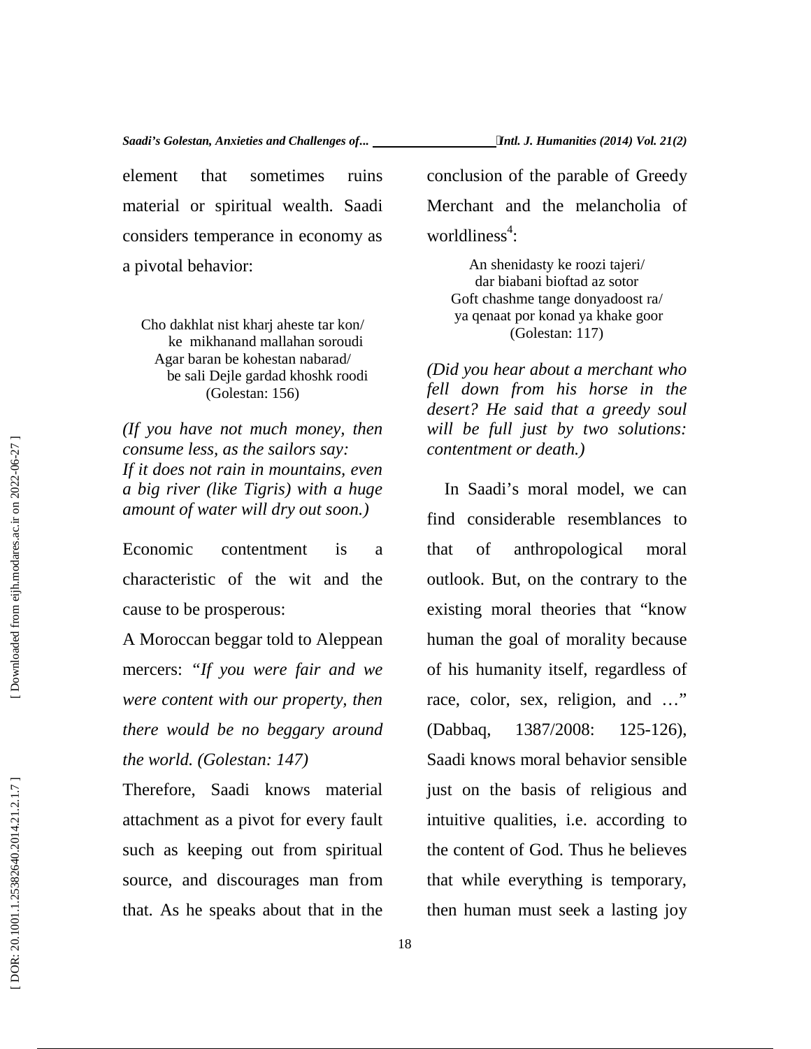element that sometimes ruins material or spiritual wealth. Saadi considers temperance in economy as a pivotal behavior:

Cho dakhlat nist kharj aheste tar kon/  
ke mikhanand mallahan soroudi  
Agar baran be kohestan nabarad/  
be sali Dejle gardad khoshk roodi  
(Golestan: 156)

*(If you have not much money, then consume less, as the sailors say: If it does not rain in mountains, even a big river (like Tigris) with a huge amount of water will dry out soon.)*

Economic contentment is a characteristic of the wit and the cause to be prosperous:

A Moroccan beggar told to Aleppean mercers: *"If you were fair and we were content with our property, then there would be no beggary around the world. (Golestan: 147)*

Therefore, Saadi knows material attachment as a pivot for every fault such as keeping out from spiritual source, and discourages man from that. As he speaks about that in the conclusion of the parable of Greedy Merchant and the melancholia of worldliness[4]:

An shenidasty ke roozi tajeri/  
dar biabani bioftad az sotor  
Goft chashme tange donyadoost ra/  
ya qenaat por konad ya khake goor  
(Golestan: 117)

*(Did you hear about a merchant who fell down from his horse in the desert? He said that a greedy soul will be full just by two solutions: contentment or death.)*

In Saadi's moral model, we can find considerable resemblances to that of anthropological moral outlook. But, on the contrary to the existing moral theories that "know human the goal of morality because of his humanity itself, regardless of race, color, sex, religion, and …" (Dabbaq, 1387/2008: 125-126), Saadi knows moral behavior sensible just on the basis of religious and intuitive qualities, i.e. according to the content of God. Thus he believes that while everything is temporary, then human must seek a lasting joy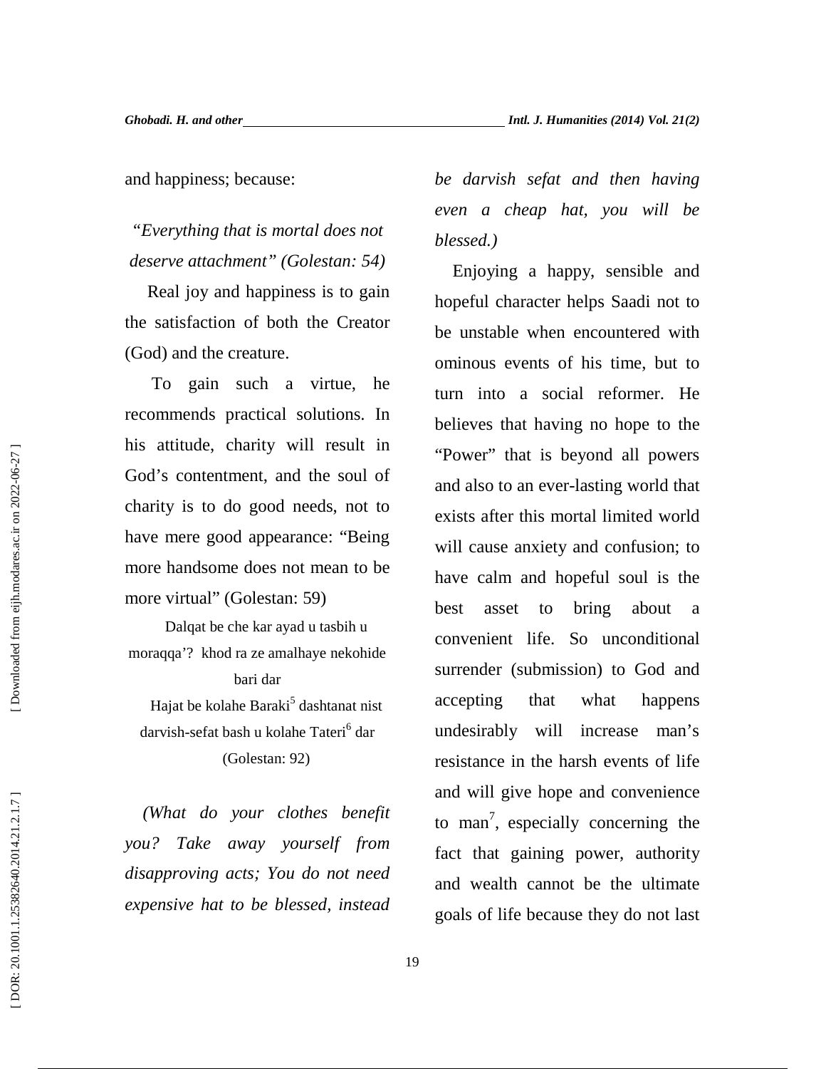and happiness; because:

*"Everything that is mortal does not deserve attachment" (Golestan: 54)*

Real joy and happiness is to gain the satisfaction of both the Creator (God) and the creature.

To gain such a virtue, he recommends practical solutions. In his attitude, charity will result in God's contentment, and the soul of charity is to do good needs, not to have mere good appearance: "Being more handsome does not mean to be more virtual" (Golestan: 59)

Dalqat be che kar ayad u tasbih u moraqqa'? khod ra ze amalhaye nekohide bari dar
Hajat be kolahe Baraki[5] dashtanat nist darvish-sefat bash u kolahe Tateri[6] dar
(Golestan: 92)

*(What do your clothes benefit you? Take away yourself from disapproving acts; You do not need expensive hat to be blessed, instead be darvish sefat and then having even a cheap hat, you will be blessed.)*

Enjoying a happy, sensible and hopeful character helps Saadi not to be unstable when encountered with ominous events of his time, but to turn into a social reformer. He believes that having no hope to the "Power" that is beyond all powers and also to an ever-lasting world that exists after this mortal limited world will cause anxiety and confusion; to have calm and hopeful soul is the best asset to bring about a convenient life. So unconditional surrender (submission) to God and accepting that what happens undesirably will increase man's resistance in the harsh events of life and will give hope and convenience to man[7], especially concerning the fact that gaining power, authority and wealth cannot be the ultimate goals of life because they do not last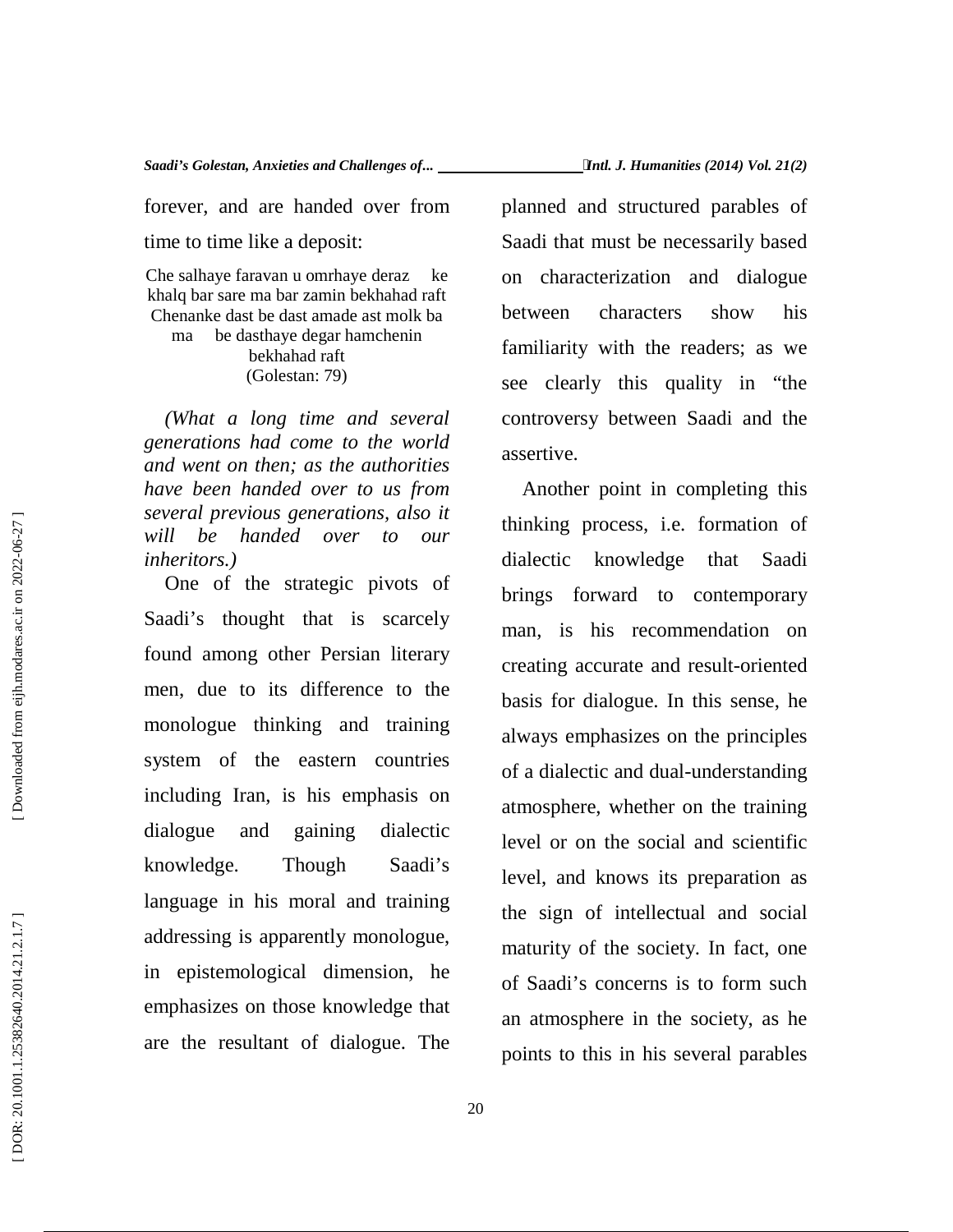forever, and are handed over from time to time like a deposit:

Che salhaye faravan u omrhaye deraz ke khalq bar sare ma bar zamin bekhahad raft
Chenanke dast be dast amade ast molk ba ma be dasthaye degar hamchenin bekhahad raft
(Golestan: 79)

*(What a long time and several generations had come to the world and went on then; as the authorities have been handed over to us from several previous generations, also it will be handed over to our inheritors.)*

One of the strategic pivots of Saadi's thought that is scarcely found among other Persian literary men, due to its difference to the monologue thinking and training system of the eastern countries including Iran, is his emphasis on dialogue and gaining dialectic knowledge. Though Saadi's language in his moral and training addressing is apparently monologue, in epistemological dimension, he emphasizes on those knowledge that are the resultant of dialogue. The planned and structured parables of Saadi that must be necessarily based on characterization and dialogue between characters show his familiarity with the readers; as we see clearly this quality in "the controversy between Saadi and the assertive.

Another point in completing this thinking process, i.e. formation of dialectic knowledge that Saadi brings forward to contemporary man, is his recommendation on creating accurate and result-oriented basis for dialogue. In this sense, he always emphasizes on the principles of a dialectic and dual-understanding atmosphere, whether on the training level or on the social and scientific level, and knows its preparation as the sign of intellectual and social maturity of the society. In fact, one of Saadi's concerns is to form such an atmosphere in the society, as he points to this in his several parables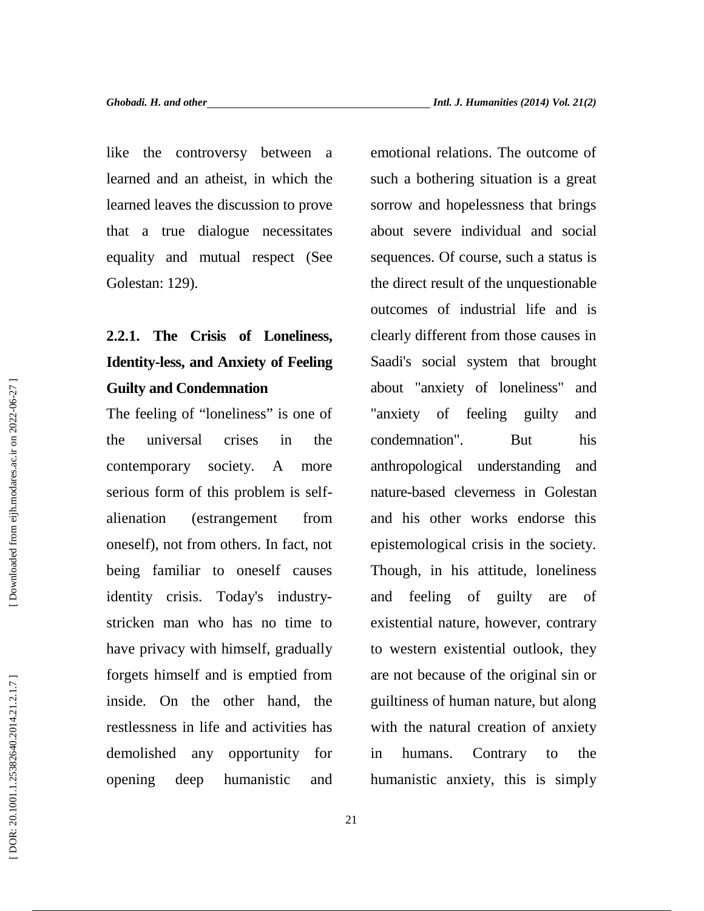like the controversy between a learned and an atheist, in which the learned leaves the discussion to prove that a true dialogue necessitates equality and mutual respect (See Golestan: 129).

### 2.2.1. The Crisis of Loneliness, Identity-less, and Anxiety of Feeling Guilty and Condemnation

The feeling of "loneliness" is one of the universal crises in the contemporary society. A more serious form of this problem is self-alienation (estrangement from oneself), not from others. In fact, not being familiar to oneself causes identity crisis. Today's industry-stricken man who has no time to have privacy with himself, gradually forgets himself and is emptied from inside. On the other hand, the restlessness in life and activities has demolished any opportunity for opening deep humanistic and emotional relations. The outcome of such a bothering situation is a great sorrow and hopelessness that brings about severe individual and social sequences. Of course, such a status is the direct result of the unquestionable outcomes of industrial life and is clearly different from those causes in Saadi's social system that brought about "anxiety of loneliness" and "anxiety of feeling guilty and condemnation". But his anthropological understanding and nature-based cleverness in Golestan and his other works endorse this epistemological crisis in the society. Though, in his attitude, loneliness and feeling of guilty are of existential nature, however, contrary to western existential outlook, they are not because of the original sin or guiltiness of human nature, but along with the natural creation of anxiety in humans. Contrary to the humanistic anxiety, this is simply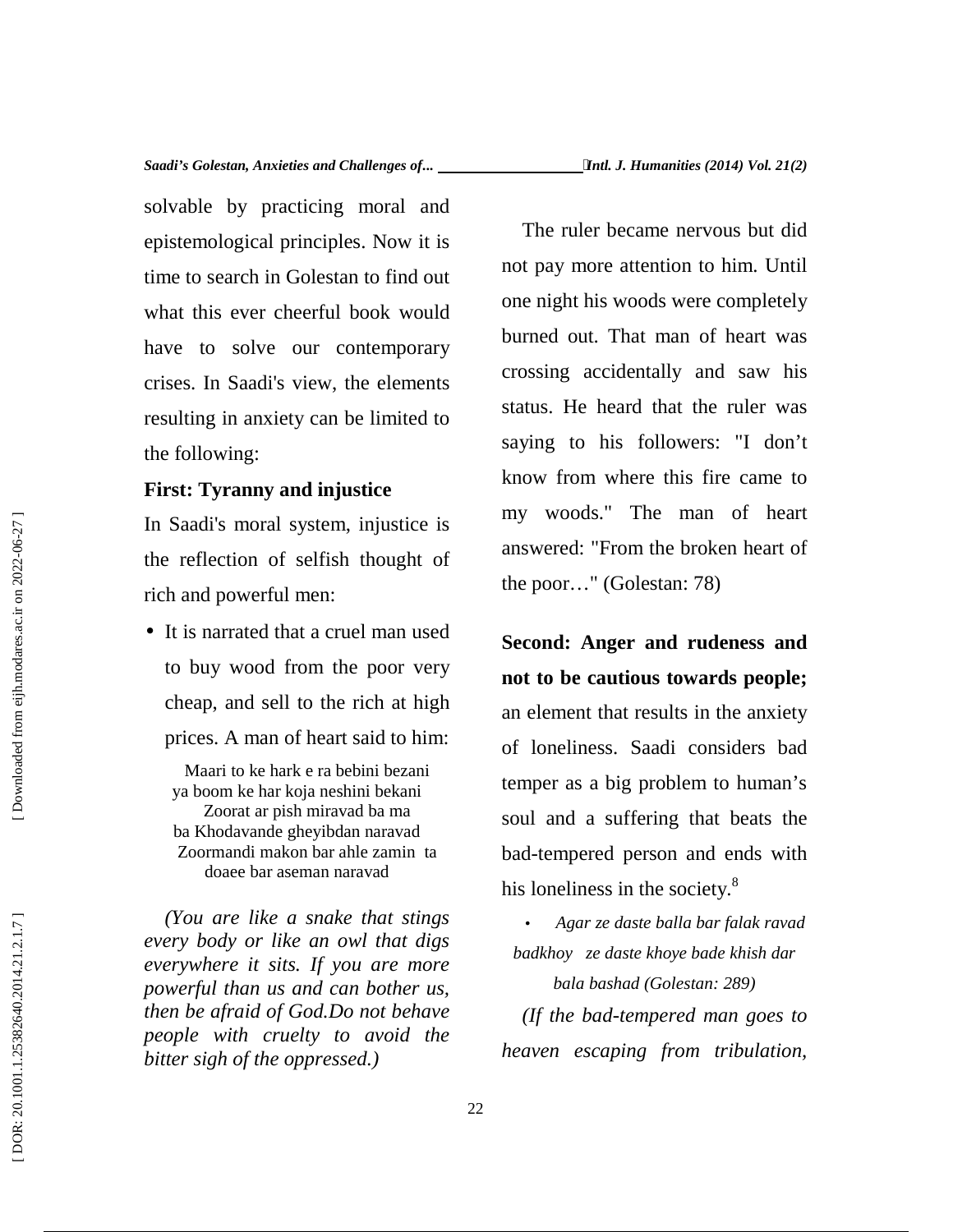solvable by practicing moral and epistemological principles. Now it is time to search in Golestan to find out what this ever cheerful book would have to solve our contemporary crises. In Saadi's view, the elements resulting in anxiety can be limited to the following:

**First: Tyranny and injustice**

In Saadi's moral system, injustice is the reflection of selfish thought of rich and powerful men:

- It is narrated that a cruel man used to buy wood from the poor very cheap, and sell to the rich at high prices. A man of heart said to him:

Maari to ke hark e ra bebini bezani
ya boom ke har koja neshini bekani
Zoorat ar pish miravad ba ma
ba Khodavande gheyibdan naravad
Zoormandi makon bar ahle zamin ta
doaee bar aseman naravad

*(You are like a snake that stings every body or like an owl that digs everywhere it sits. If you are more powerful than us and can bother us, then be afraid of God.Do not behave people with cruelty to avoid the bitter sigh of the oppressed.)*

The ruler became nervous but did not pay more attention to him. Until one night his woods were completely burned out. That man of heart was crossing accidentally and saw his status. He heard that the ruler was saying to his followers: "I don't know from where this fire came to my woods." The man of heart answered: "From the broken heart of the poor…" (Golestan: 78)

**Second: Anger and rudeness and not to be cautious towards people;** an element that results in the anxiety of loneliness. Saadi considers bad temper as a big problem to human's soul and a suffering that beats the bad-tempered person and ends with his loneliness in the society.[8]

- *Agar ze daste balla bar falak ravad badkhoy ze daste khoye bade khish dar bala bashad (Golestan: 289)*

*(If the bad-tempered man goes to heaven escaping from tribulation,*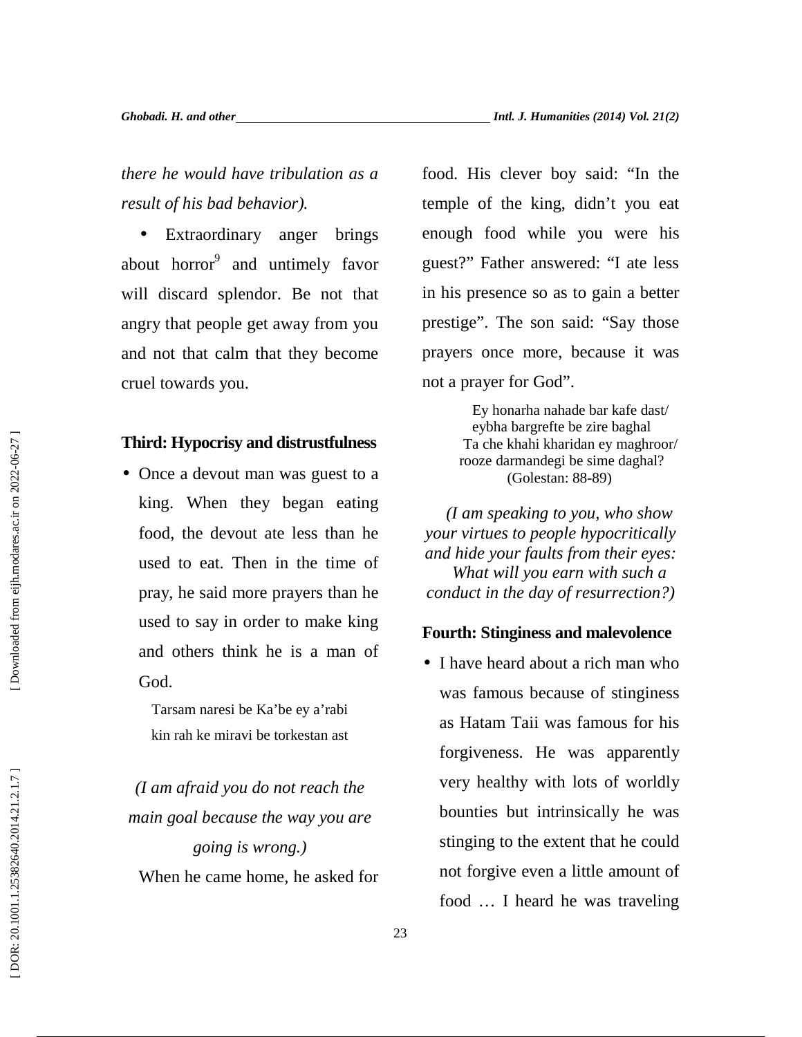*there he would have tribulation as a result of his bad behavior).*

- Extraordinary anger brings about horror[9] and untimely favor will discard splendor. Be not that angry that people get away from you and not that calm that they become cruel towards you.

**Third: Hypocrisy and distrustfulness**

- Once a devout man was guest to a king. When they began eating food, the devout ate less than he used to eat. Then in the time of pray, he said more prayers than he used to say in order to make king and others think he is a man of God.

  Tarsam naresi be Ka'be ey a'rabi
  kin rah ke miravi be torkestan ast

  *(I am afraid you do not reach the main goal because the way you are going is wrong.)*

  When he came home, he asked for food. His clever boy said: "In the temple of the king, didn't you eat enough food while you were his guest?" Father answered: "I ate less in his presence so as to gain a better prestige". The son said: "Say those prayers once more, because it was not a prayer for God".

  Ey honarha nahade bar kafe dast/
  eybha bargrefte be zire baghal
  Ta che khahi kharidan ey maghroor/
  rooze darmandegi be sime daghal?
  (Golestan: 88-89)

  *(I am speaking to you, who show your virtues to people hypocritically and hide your faults from their eyes: What will you earn with such a conduct in the day of resurrection?)*

**Fourth: Stinginess and malevolence**

- I have heard about a rich man who was famous because of stinginess as Hatam Taii was famous for his forgiveness. He was apparently very healthy with lots of worldly bounties but intrinsically he was stinging to the extent that he could not forgive even a little amount of food … I heard he was traveling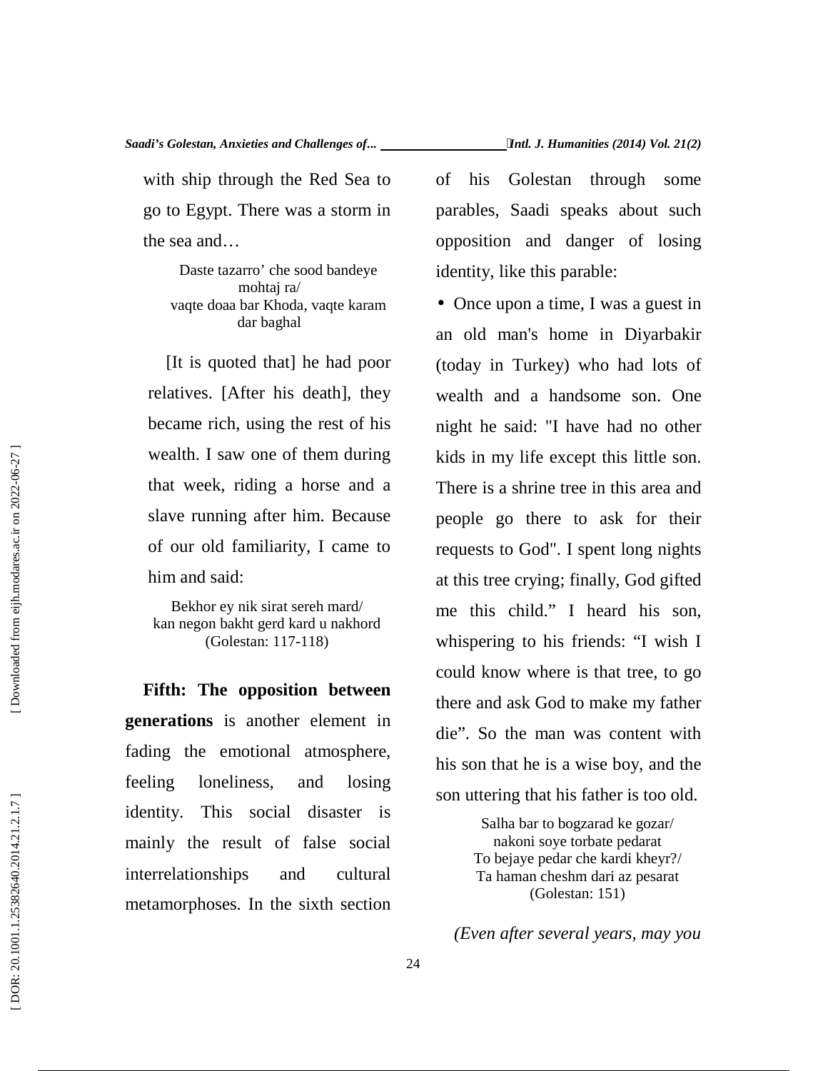with ship through the Red Sea to go to Egypt. There was a storm in the sea and…

Daste tazarro’ che sood bandeye mohtaj ra/
vaqte doaa bar Khoda, vaqte karam dar baghal

[It is quoted that] he had poor relatives. [After his death], they became rich, using the rest of his wealth. I saw one of them during that week, riding a horse and a slave running after him. Because of our old familiarity, I came to him and said:

Bekhor ey nik sirat sereh mard/
kan negon bakht gerd kard u nakhord
(Golestan: 117-118)

**Fifth: The opposition between generations** is another element in fading the emotional atmosphere, feeling loneliness, and losing identity. This social disaster is mainly the result of false social interrelationships and cultural metamorphoses. In the sixth section of his Golestan through some parables, Saadi speaks about such opposition and danger of losing identity, like this parable:

- Once upon a time, I was a guest in an old man's home in Diyarbakir (today in Turkey) who had lots of wealth and a handsome son. One night he said: "I have had no other kids in my life except this little son. There is a shrine tree in this area and people go there to ask for their requests to God". I spent long nights at this tree crying; finally, God gifted me this child.” I heard his son, whispering to his friends: “I wish I could know where is that tree, to go there and ask God to make my father die”. So the man was content with his son that he is a wise boy, and the son uttering that his father is too old.

Salha bar to bogzarad ke gozar/
nakoni soye torbate pedarat
To bejaye pedar che kardi kheyr?/
Ta haman cheshm dari az pesarat
(Golestan: 151)

*(Even after several years, may you*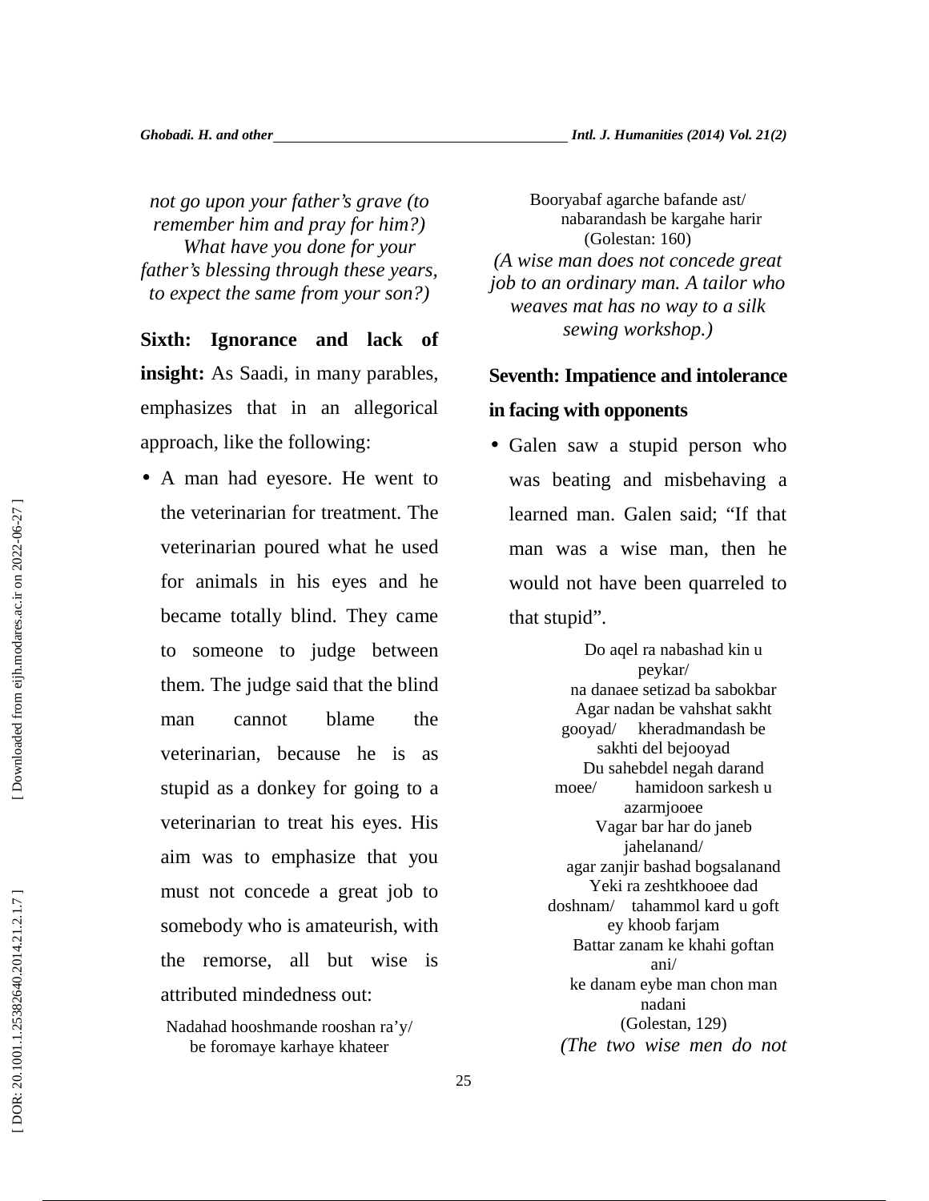*not go upon your father's grave (to remember him and pray for him?)
What have you done for your father's blessing through these years, to expect the same from your son?)*

**Sixth: Ignorance and lack of insight:** As Saadi, in many parables, emphasizes that in an allegorical approach, like the following:

- A man had eyesore. He went to the veterinarian for treatment. The veterinarian poured what he used for animals in his eyes and he became totally blind. They came to someone to judge between them. The judge said that the blind man cannot blame the veterinarian, because he is as stupid as a donkey for going to a veterinarian to treat his eyes. His aim was to emphasize that you must not concede a great job to somebody who is amateurish, with the remorse, all but wise is attributed mindedness out:

Nadahad hooshmande rooshan ra'y/
be foromaye karhaye khateer
Booryabaf agarche bafande ast/
nabarandash be kargahe harir
(Golestan: 160)
*(A wise man does not concede great job to an ordinary man. A tailor who weaves mat has no way to a silk sewing workshop.)*

**Seventh: Impatience and intolerance in facing with opponents**

- Galen saw a stupid person who was beating and misbehaving a learned man. Galen said; "If that man was a wise man, then he would not have been quarreled to that stupid".

Do aqel ra nabashad kin u peykar/
na danaee setizad ba sabokbar
Agar nadan be vahshat sakht gooyad/ kheradmandash be sakhti del bejooyad
Du sahebdel negah darand moee/ hamidoon sarkesh u azarmjooee
Vagar bar har do janeb jahelanand/
agar zanjir bashad bogsalanand
Yeki ra zeshtkhooee dad doshnam/ tahammol kard u goft ey khoob farjam
Battar zanam ke khahi goftan ani/
ke danam eybe man chon man nadani
(Golestan, 129)
*(The two wise men do not*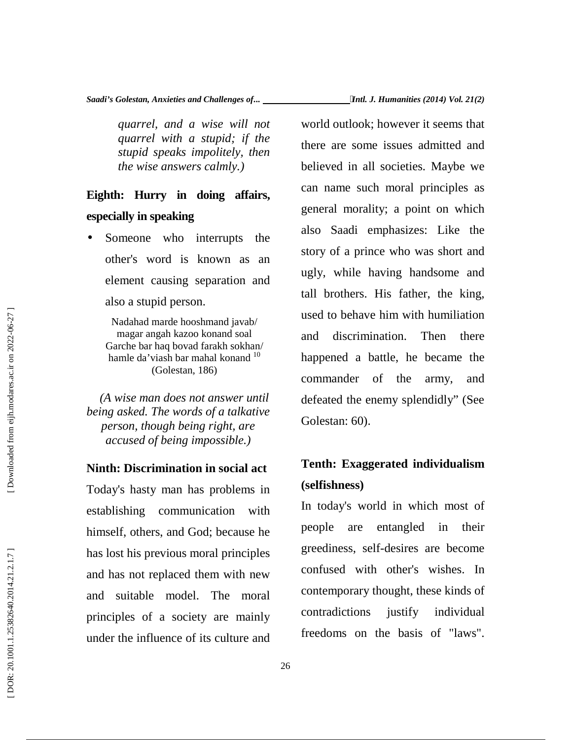*quarrel, and a wise will not quarrel with a stupid; if the stupid speaks impolitely, then the wise answers calmly.)*

**Eighth: Hurry in doing affairs, especially in speaking**

- Someone who interrupts the other's word is known as an element causing separation and also a stupid person.

Nadahad marde hooshmand javab/
magar angah kazoo konand soal
Garche bar haq bovad farakh sokhan/
hamle da'viash bar mahal konand [10]
(Golestan, 186)

*(A wise man does not answer until being asked. The words of a talkative person, though being right, are accused of being impossible.)*

**Ninth: Discrimination in social act**

Today's hasty man has problems in establishing communication with himself, others, and God; because he has lost his previous moral principles and has not replaced them with new and suitable model. The moral principles of a society are mainly under the influence of its culture and world outlook; however it seems that there are some issues admitted and believed in all societies. Maybe we can name such moral principles as general morality; a point on which also Saadi emphasizes: Like the story of a prince who was short and ugly, while having handsome and tall brothers. His father, the king, used to behave him with humiliation and discrimination. Then there happened a battle, he became the commander of the army, and defeated the enemy splendidly" (See Golestan: 60).

**Tenth: Exaggerated individualism (selfishness)**

In today's world in which most of people are entangled in their greediness, self-desires are become confused with other's wishes. In contemporary thought, these kinds of contradictions justify individual freedoms on the basis of "laws".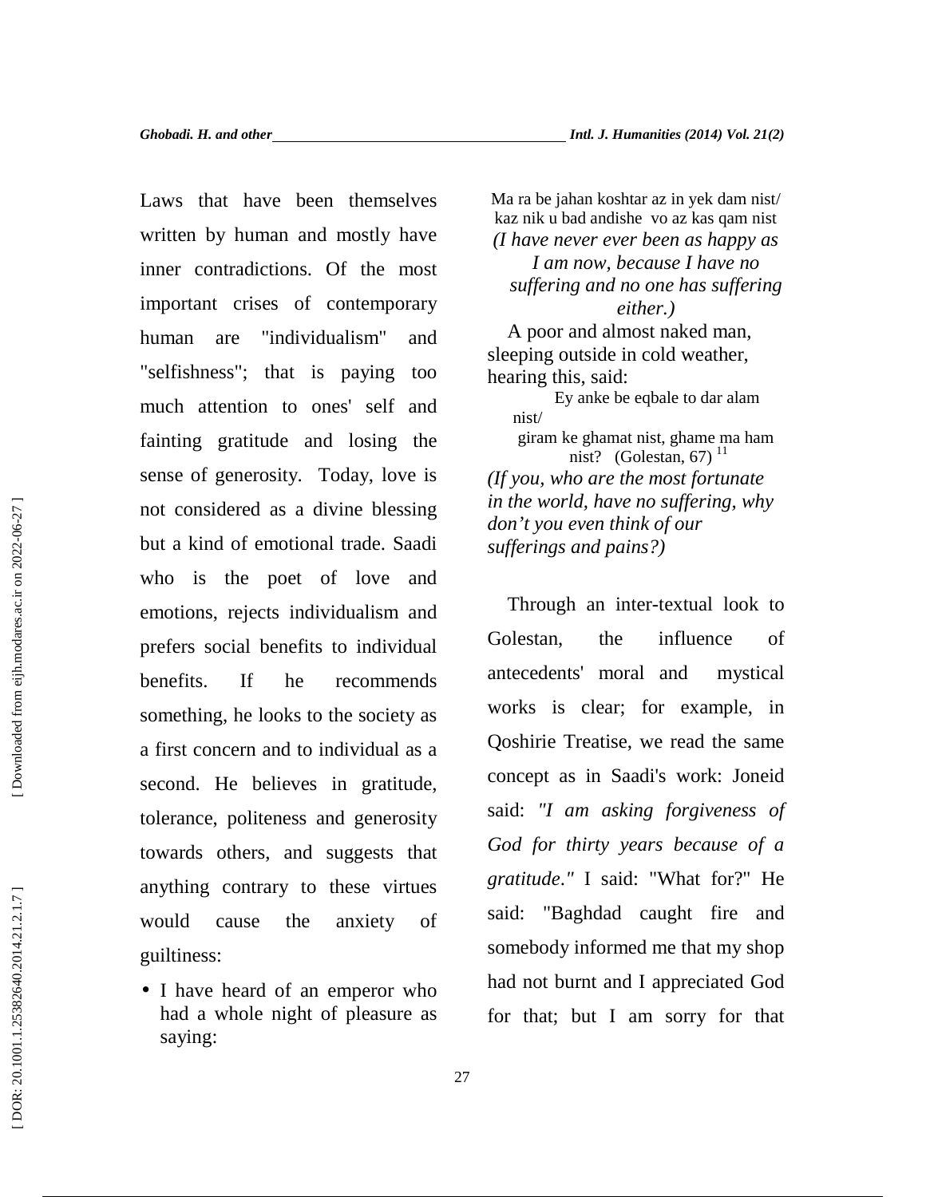Laws that have been themselves written by human and mostly have inner contradictions. Of the most important crises of contemporary human are "individualism" and "selfishness"; that is paying too much attention to ones' self and fainting gratitude and losing the sense of generosity. Today, love is not considered as a divine blessing but a kind of emotional trade. Saadi who is the poet of love and emotions, rejects individualism and prefers social benefits to individual benefits. If he recommends something, he looks to the society as a first concern and to individual as a second. He believes in gratitude, tolerance, politeness and generosity towards others, and suggests that anything contrary to these virtues would cause the anxiety of guiltiness:

- I have heard of an emperor who had a whole night of pleasure as saying:

Ma ra be jahan koshtar az in yek dam nist/
kaz nik u bad andishe vo az kas qam nist

*(I have never ever been as happy as I am now, because I have no suffering and no one has suffering either.)*

A poor and almost naked man, sleeping outside in cold weather, hearing this, said:

Ey anke be eqbale to dar alam nist/
giram ke ghamat nist, ghame ma ham nist? (Golestan, 67) [11]

*(If you, who are the most fortunate in the world, have no suffering, why don't you even think of our sufferings and pains?)*

Through an inter-textual look to Golestan, the influence of antecedents' moral and mystical works is clear; for example, in Qoshirie Treatise, we read the same concept as in Saadi's work: Joneid said: *"I am asking forgiveness of God for thirty years because of a gratitude."* I said: "What for?" He said: "Baghdad caught fire and somebody informed me that my shop had not burnt and I appreciated God for that; but I am sorry for that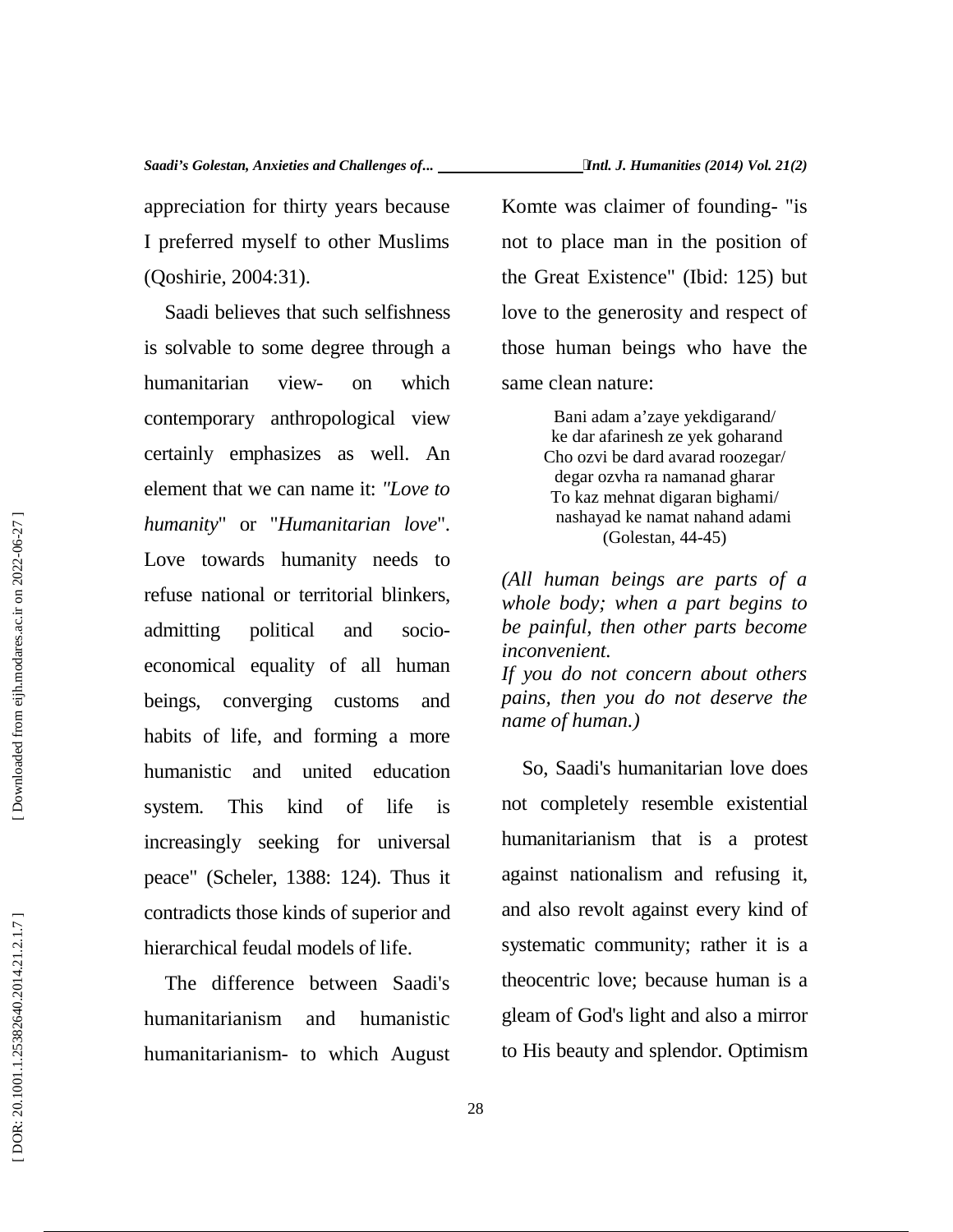appreciation for thirty years because I preferred myself to other Muslims (Qoshirie, 2004:31).

Saadi believes that such selfishness is solvable to some degree through a humanitarian view- on which contemporary anthropological view certainly emphasizes as well. An element that we can name it: *"Love to humanity*" or "*Humanitarian love*". Love towards humanity needs to refuse national or territorial blinkers, admitting political and socio-economical equality of all human beings, converging customs and habits of life, and forming a more humanistic and united education system. This kind of life is increasingly seeking for universal peace" (Scheler, 1388: 124). Thus it contradicts those kinds of superior and hierarchical feudal models of life.

The difference between Saadi's humanitarianism and humanistic humanitarianism- to which August Komte was claimer of founding- "is not to place man in the position of the Great Existence" (Ibid: 125) but love to the generosity and respect of those human beings who have the same clean nature:

Bani adam a'zaye yekdigarand/
ke dar afarinesh ze yek goharand
Cho ozvi be dard avarad roozegar/
degar ozvha ra namanad gharar
To kaz mehnat digaran bighami/
nashayad ke namat nahand adami
(Golestan, 44-45)

*(All human beings are parts of a whole body; when a part begins to be painful, then other parts become inconvenient.*
*If you do not concern about others pains, then you do not deserve the name of human.)*

So, Saadi's humanitarian love does not completely resemble existential humanitarianism that is a protest against nationalism and refusing it, and also revolt against every kind of systematic community; rather it is a theocentric love; because human is a gleam of God's light and also a mirror to His beauty and splendor. Optimism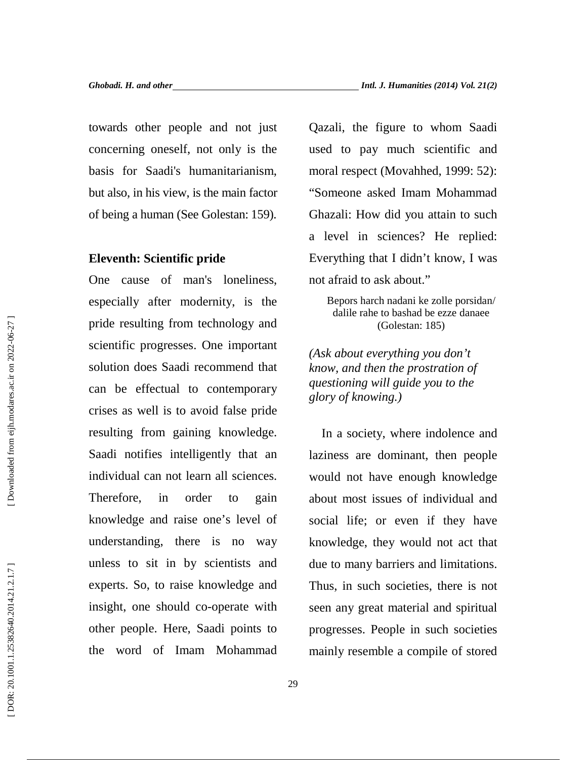towards other people and not just concerning oneself, not only is the basis for Saadi's humanitarianism, but also, in his view, is the main factor of being a human (See Golestan: 159).

**Eleventh: Scientific pride**

One cause of man's loneliness, especially after modernity, is the pride resulting from technology and scientific progresses. One important solution does Saadi recommend that can be effectual to contemporary crises as well is to avoid false pride resulting from gaining knowledge. Saadi notifies intelligently that an individual can not learn all sciences. Therefore, in order to gain knowledge and raise one's level of understanding, there is no way unless to sit in by scientists and experts. So, to raise knowledge and insight, one should co-operate with other people. Here, Saadi points to the word of Imam Mohammad Qazali, the figure to whom Saadi used to pay much scientific and moral respect (Movahhed, 1999: 52): "Someone asked Imam Mohammad Ghazali: How did you attain to such a level in sciences? He replied: Everything that I didn't know, I was not afraid to ask about."

Bepors harch nadani ke zolle porsidan/
dalile rahe to bashad be ezze danaee
(Golestan: 185)

*(Ask about everything you don't know, and then the prostration of questioning will guide you to the glory of knowing.)*

In a society, where indolence and laziness are dominant, then people would not have enough knowledge about most issues of individual and social life; or even if they have knowledge, they would not act that due to many barriers and limitations. Thus, in such societies, there is not seen any great material and spiritual progresses. People in such societies mainly resemble a compile of stored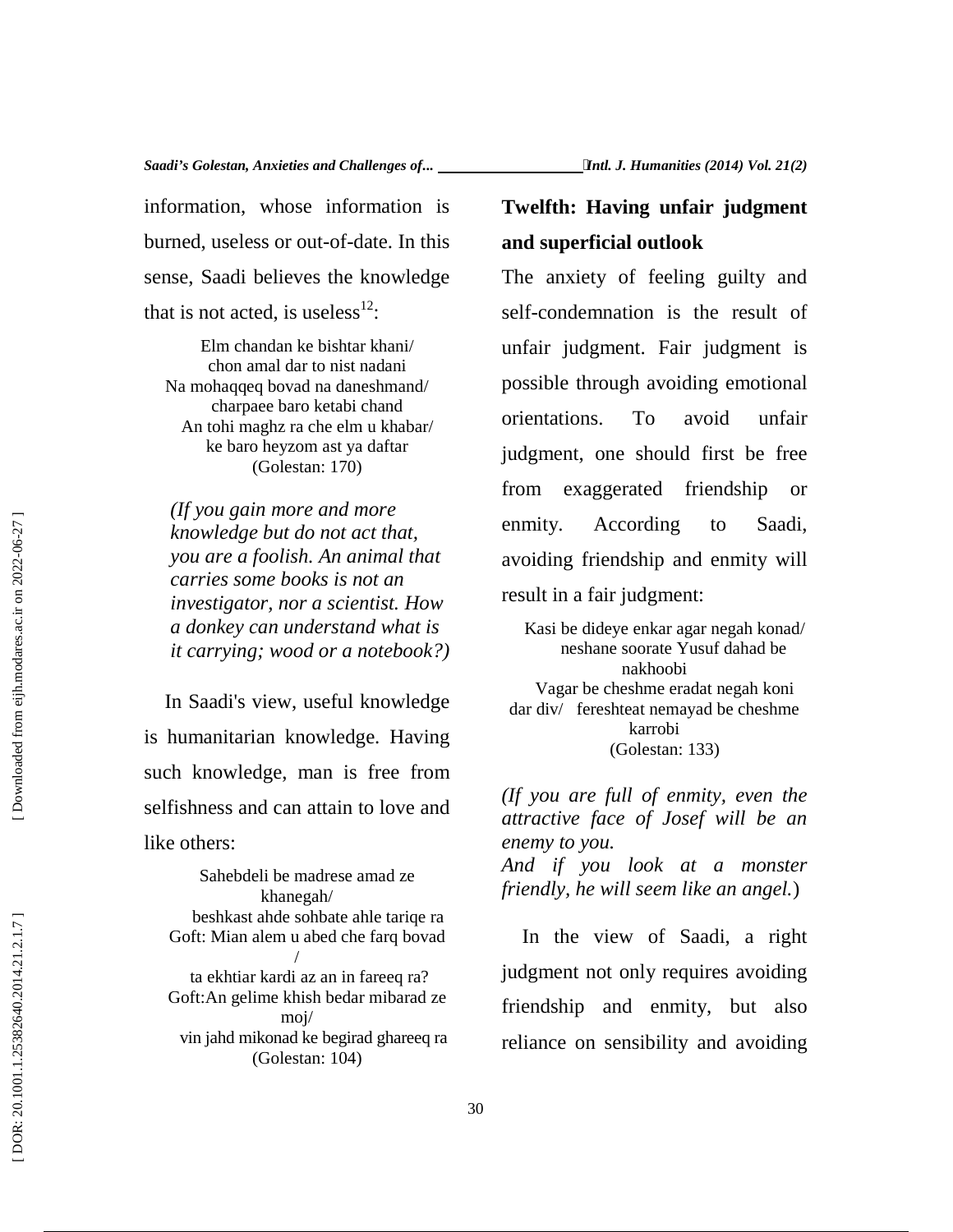information, whose information is burned, useless or out-of-date. In this sense, Saadi believes the knowledge that is not acted, is useless[12]:

Elm chandan ke bishtar khani/
chon amal dar to nist nadani
Na mohaqqeq bovad na daneshmand/
charpaee baro ketabi chand
An tohi maghz ra che elm u khabar/
ke baro heyzom ast ya daftar
(Golestan: 170)

*(If you gain more and more knowledge but do not act that, you are a foolish. An animal that carries some books is not an investigator, nor a scientist. How a donkey can understand what is it carrying; wood or a notebook?)*

In Saadi's view, useful knowledge is humanitarian knowledge. Having such knowledge, man is free from selfishness and can attain to love and like others:

Sahebdeli be madrese amad ze khanegah/
beshkast ahde sohbate ahle tariqe ra
Goft: Mian alem u abed che farq bovad /
ta ekhtiar kardi az an in fareeq ra?
Goft:An gelime khish bedar mibarad ze moj/
vin jahd mikonad ke begirad ghareeq ra
(Golestan: 104)

**Twelfth: Having unfair judgment and superficial outlook**

The anxiety of feeling guilty and self-condemnation is the result of unfair judgment. Fair judgment is possible through avoiding emotional orientations. To avoid unfair judgment, one should first be free from exaggerated friendship or enmity. According to Saadi, avoiding friendship and enmity will result in a fair judgment:

Kasi be dideye enkar agar negah konad/
neshane soorate Yusuf dahad be nakhoobi
Vagar be cheshme eradat negah koni dar div/ fereshteat nemayad be cheshme karrobi
(Golestan: 133)

*(If you are full of enmity, even the attractive face of Josef will be an enemy to you.*
*And if you look at a monster friendly, he will seem like an angel.*)

In the view of Saadi, a right judgment not only requires avoiding friendship and enmity, but also reliance on sensibility and avoiding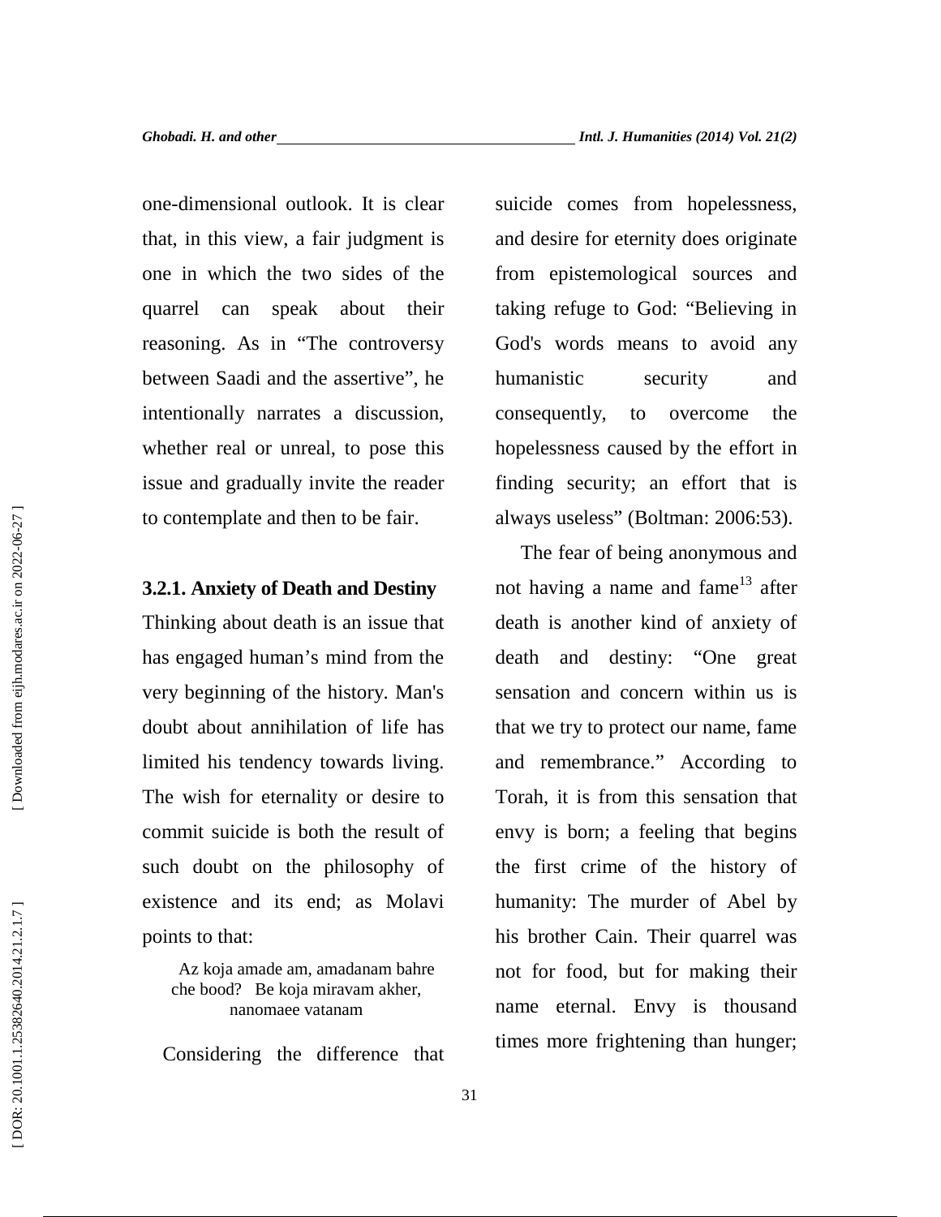one-dimensional outlook. It is clear that, in this view, a fair judgment is one in which the two sides of the quarrel can speak about their reasoning. As in "The controversy between Saadi and the assertive", he intentionally narrates a discussion, whether real or unreal, to pose this issue and gradually invite the reader to contemplate and then to be fair.

### 3.2.1. Anxiety of Death and Destiny

Thinking about death is an issue that has engaged human's mind from the very beginning of the history. Man's doubt about annihilation of life has limited his tendency towards living. The wish for eternality or desire to commit suicide is both the result of such doubt on the philosophy of existence and its end; as Molavi points to that:

> Az koja amade am, amadanam bahre che bood? Be koja miravam akher, nanomaee vatanam

Considering the difference that suicide comes from hopelessness, and desire for eternity does originate from epistemological sources and taking refuge to God: "Believing in God's words means to avoid any humanistic security and consequently, to overcome the hopelessness caused by the effort in finding security; an effort that is always useless" (Boltman: 2006:53).

The fear of being anonymous and not having a name and fame[13] after death is another kind of anxiety of death and destiny: "One great sensation and concern within us is that we try to protect our name, fame and remembrance." According to Torah, it is from this sensation that envy is born; a feeling that begins the first crime of the history of humanity: The murder of Abel by his brother Cain. Their quarrel was not for food, but for making their name eternal. Envy is thousand times more frightening than hunger;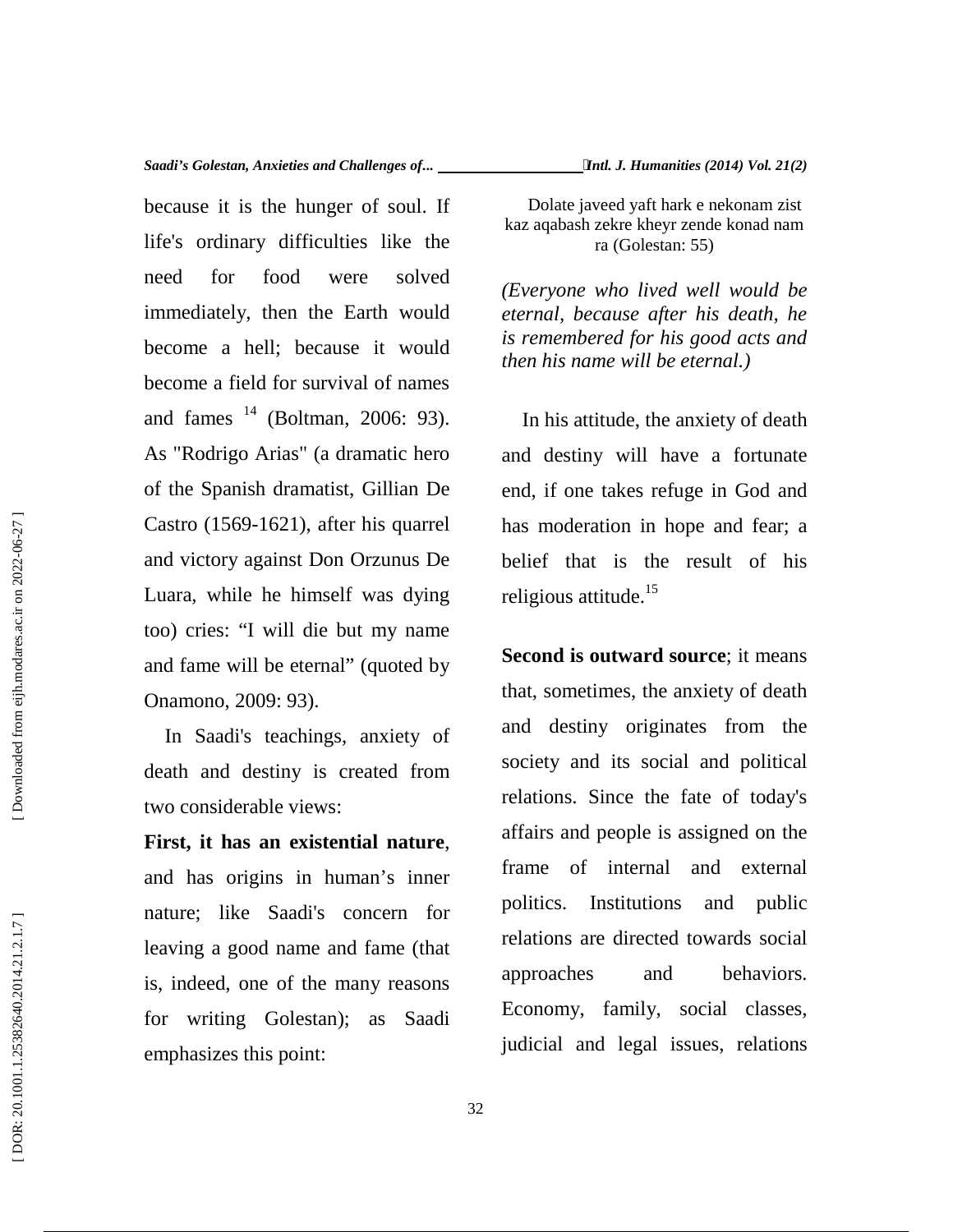because it is the hunger of soul. If life's ordinary difficulties like the need for food were solved immediately, then the Earth would become a hell; because it would become a field for survival of names and fames [14] (Boltman, 2006: 93). As "Rodrigo Arias" (a dramatic hero of the Spanish dramatist, Gillian De Castro (1569-1621), after his quarrel and victory against Don Orzunus De Luara, while he himself was dying too) cries: "I will die but my name and fame will be eternal" (quoted by Onamono, 2009: 93).

In Saadi's teachings, anxiety of death and destiny is created from two considerable views:

**First, it has an existential nature**, and has origins in human's inner nature; like Saadi's concern for leaving a good name and fame (that is, indeed, one of the many reasons for writing Golestan); as Saadi emphasizes this point:

Dolate javeed yaft hark e nekonam zist
kaz aqabash zekre kheyr zende konad nam ra (Golestan: 55)

*(Everyone who lived well would be eternal, because after his death, he is remembered for his good acts and then his name will be eternal.)*

In his attitude, the anxiety of death and destiny will have a fortunate end, if one takes refuge in God and has moderation in hope and fear; a belief that is the result of his religious attitude.[15]

**Second is outward source**; it means that, sometimes, the anxiety of death and destiny originates from the society and its social and political relations. Since the fate of today's affairs and people is assigned on the frame of internal and external politics. Institutions and public relations are directed towards social approaches and behaviors. Economy, family, social classes, judicial and legal issues, relations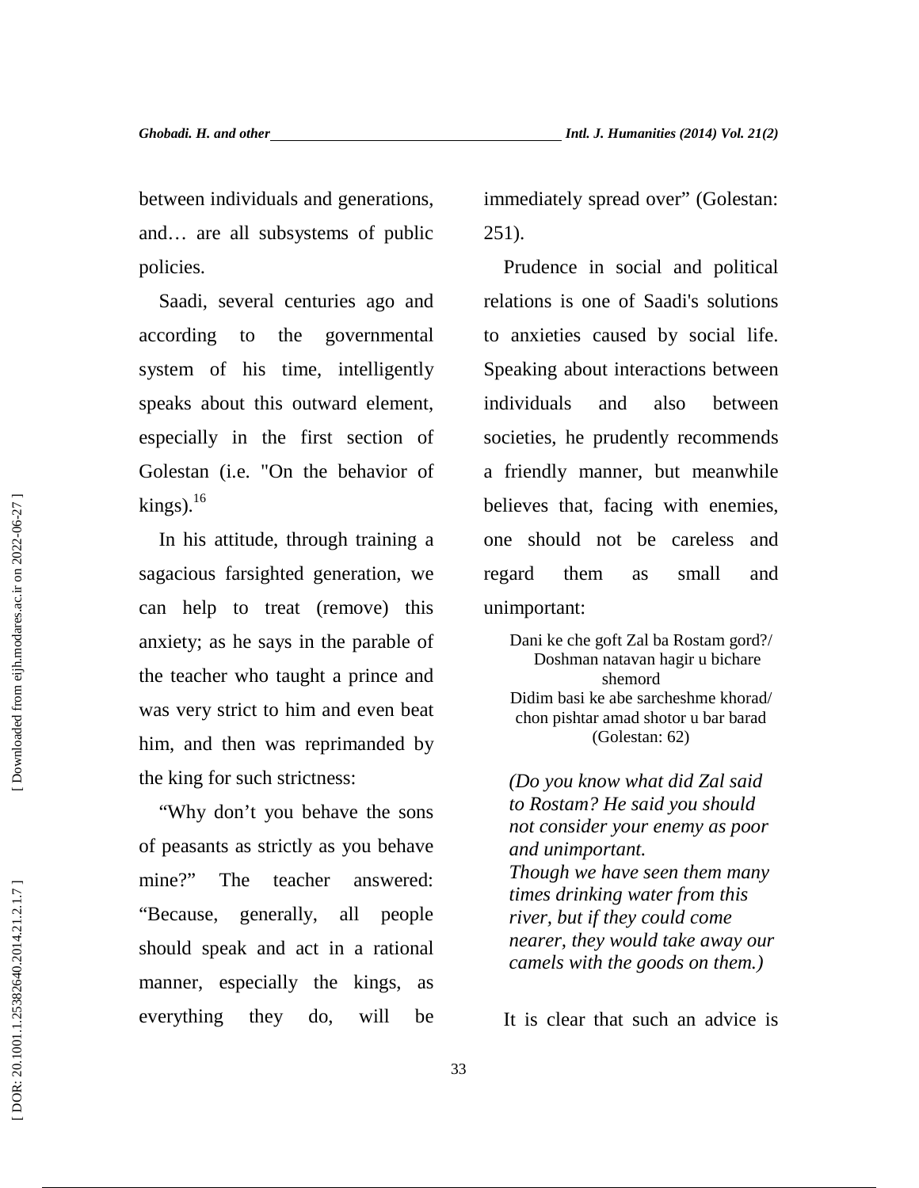between individuals and generations, and… are all subsystems of public policies.

Saadi, several centuries ago and according to the governmental system of his time, intelligently speaks about this outward element, especially in the first section of Golestan (i.e. "On the behavior of kings).[16]

In his attitude, through training a sagacious farsighted generation, we can help to treat (remove) this anxiety; as he says in the parable of the teacher who taught a prince and was very strict to him and even beat him, and then was reprimanded by the king for such strictness:

"Why don't you behave the sons of peasants as strictly as you behave mine?" The teacher answered: "Because, generally, all people should speak and act in a rational manner, especially the kings, as everything they do, will be immediately spread over" (Golestan: 251).

Prudence in social and political relations is one of Saadi's solutions to anxieties caused by social life. Speaking about interactions between individuals and also between societies, he prudently recommends a friendly manner, but meanwhile believes that, facing with enemies, one should not be careless and regard them as small and unimportant:

Dani ke che goft Zal ba Rostam gord?/
Doshman natavan hagir u bichare shemord
Didim basi ke abe sarcheshme khorad/
chon pishtar amad shotor u bar barad
(Golestan: 62)

*(Do you know what did Zal said to Rostam? He said you should not consider your enemy as poor and unimportant.*
*Though we have seen them many times drinking water from this river, but if they could come nearer, they would take away our camels with the goods on them.)*

It is clear that such an advice is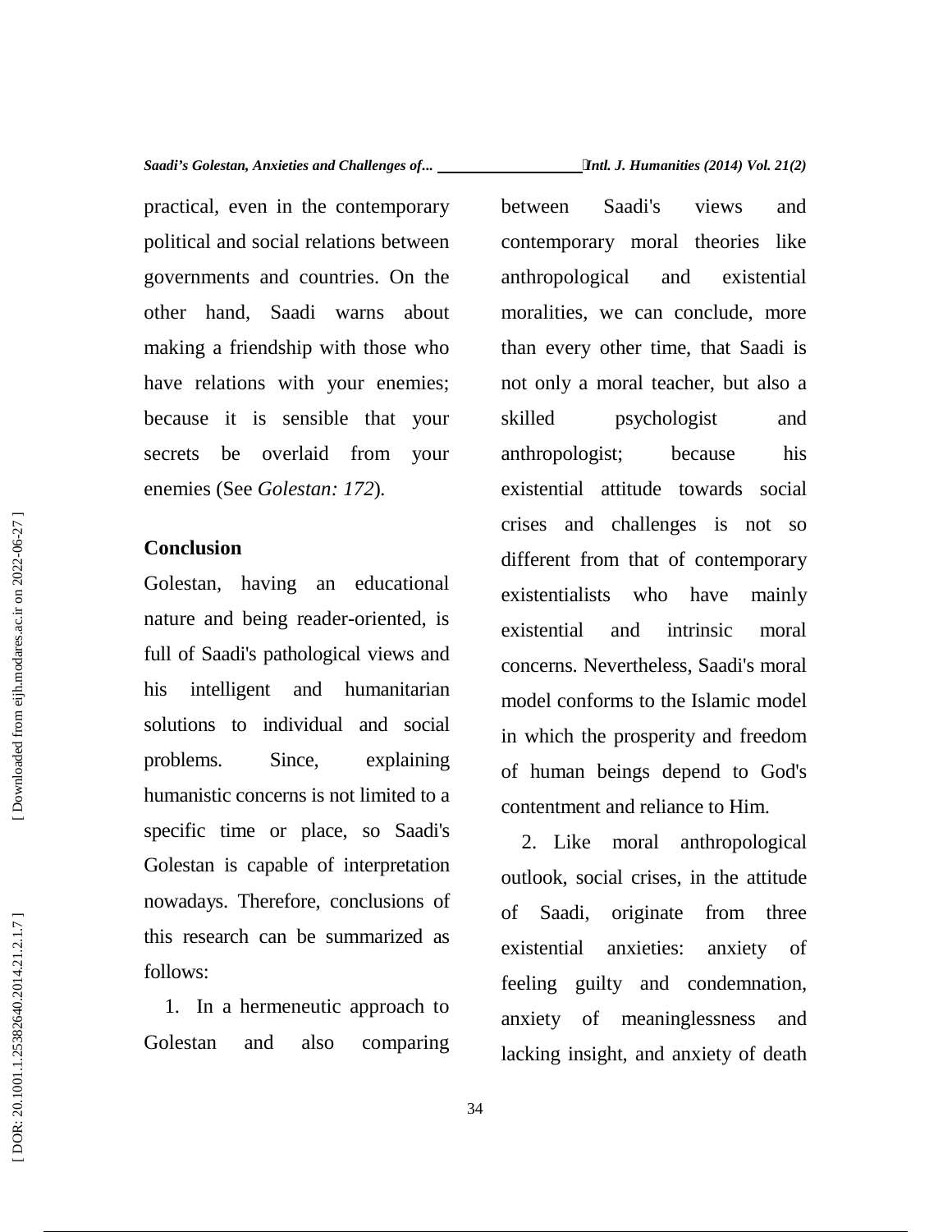practical, even in the contemporary political and social relations between governments and countries. On the other hand, Saadi warns about making a friendship with those who have relations with your enemies; because it is sensible that your secrets be overlaid from your enemies (See *Golestan: 172*).

## Conclusion

Golestan, having an educational nature and being reader-oriented, is full of Saadi's pathological views and his intelligent and humanitarian solutions to individual and social problems. Since, explaining humanistic concerns is not limited to a specific time or place, so Saadi's Golestan is capable of interpretation nowadays. Therefore, conclusions of this research can be summarized as follows:

1. In a hermeneutic approach to Golestan and also comparing between Saadi's views and contemporary moral theories like anthropological and existential moralities, we can conclude, more than every other time, that Saadi is not only a moral teacher, but also a skilled psychologist and anthropologist; because his existential attitude towards social crises and challenges is not so different from that of contemporary existentialists who have mainly existential and intrinsic moral concerns. Nevertheless, Saadi's moral model conforms to the Islamic model in which the prosperity and freedom of human beings depend to God's contentment and reliance to Him.

2. Like moral anthropological outlook, social crises, in the attitude of Saadi, originate from three existential anxieties: anxiety of feeling guilty and condemnation, anxiety of meaninglessness and lacking insight, and anxiety of death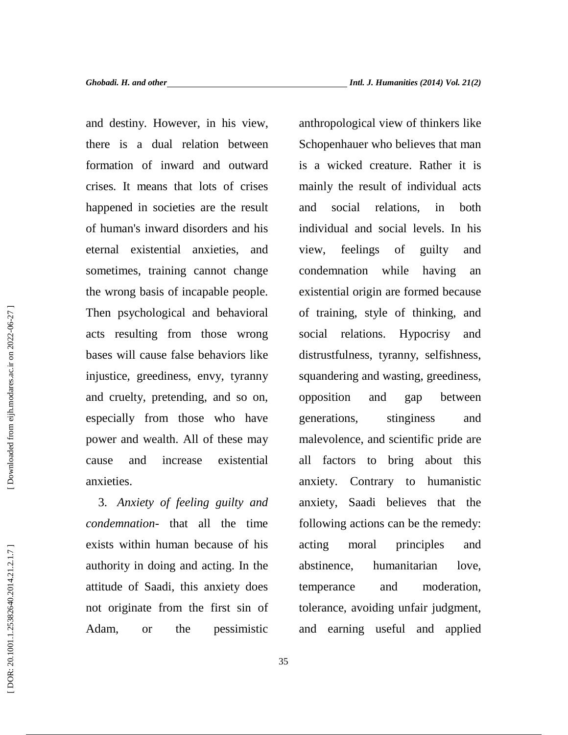and destiny. However, in his view, there is a dual relation between formation of inward and outward crises. It means that lots of crises happened in societies are the result of human's inward disorders and his eternal existential anxieties, and sometimes, training cannot change the wrong basis of incapable people. Then psychological and behavioral acts resulting from those wrong bases will cause false behaviors like injustice, greediness, envy, tyranny and cruelty, pretending, and so on, especially from those who have power and wealth. All of these may cause and increase existential anxieties.

3. *Anxiety of feeling guilty and condemnation*- that all the time exists within human because of his authority in doing and acting. In the attitude of Saadi, this anxiety does not originate from the first sin of Adam, or the pessimistic anthropological view of thinkers like Schopenhauer who believes that man is a wicked creature. Rather it is mainly the result of individual acts and social relations, in both individual and social levels. In his view, feelings of guilty and condemnation while having an existential origin are formed because of training, style of thinking, and social relations. Hypocrisy and distrustfulness, tyranny, selfishness, squandering and wasting, greediness, opposition and gap between generations, stinginess and malevolence, and scientific pride are all factors to bring about this anxiety. Contrary to humanistic anxiety, Saadi believes that the following actions can be the remedy: acting moral principles and abstinence, humanitarian love, temperance and moderation, tolerance, avoiding unfair judgment, and earning useful and applied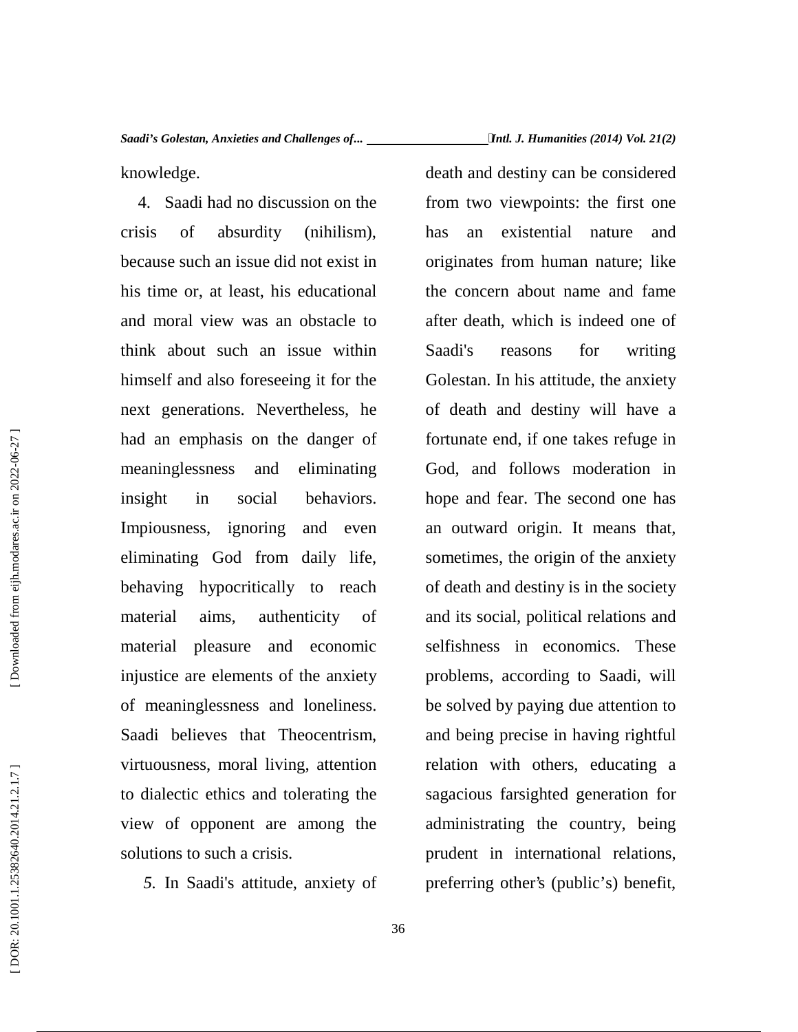knowledge.

4. Saadi had no discussion on the crisis of absurdity (nihilism), because such an issue did not exist in his time or, at least, his educational and moral view was an obstacle to think about such an issue within himself and also foreseeing it for the next generations. Nevertheless, he had an emphasis on the danger of meaninglessness and eliminating insight in social behaviors. Impiousness, ignoring and even eliminating God from daily life, behaving hypocritically to reach material aims, authenticity of material pleasure and economic injustice are elements of the anxiety of meaninglessness and loneliness. Saadi believes that Theocentrism, virtuousness, moral living, attention to dialectic ethics and tolerating the view of opponent are among the solutions to such a crisis.

5. In Saadi's attitude, anxiety of death and destiny can be considered from two viewpoints: the first one has an existential nature and originates from human nature; like the concern about name and fame after death, which is indeed one of Saadi's reasons for writing Golestan. In his attitude, the anxiety of death and destiny will have a fortunate end, if one takes refuge in God, and follows moderation in hope and fear. The second one has an outward origin. It means that, sometimes, the origin of the anxiety of death and destiny is in the society and its social, political relations and selfishness in economics. These problems, according to Saadi, will be solved by paying due attention to and being precise in having rightful relation with others, educating a sagacious farsighted generation for administrating the country, being prudent in international relations, preferring other's (public's) benefit,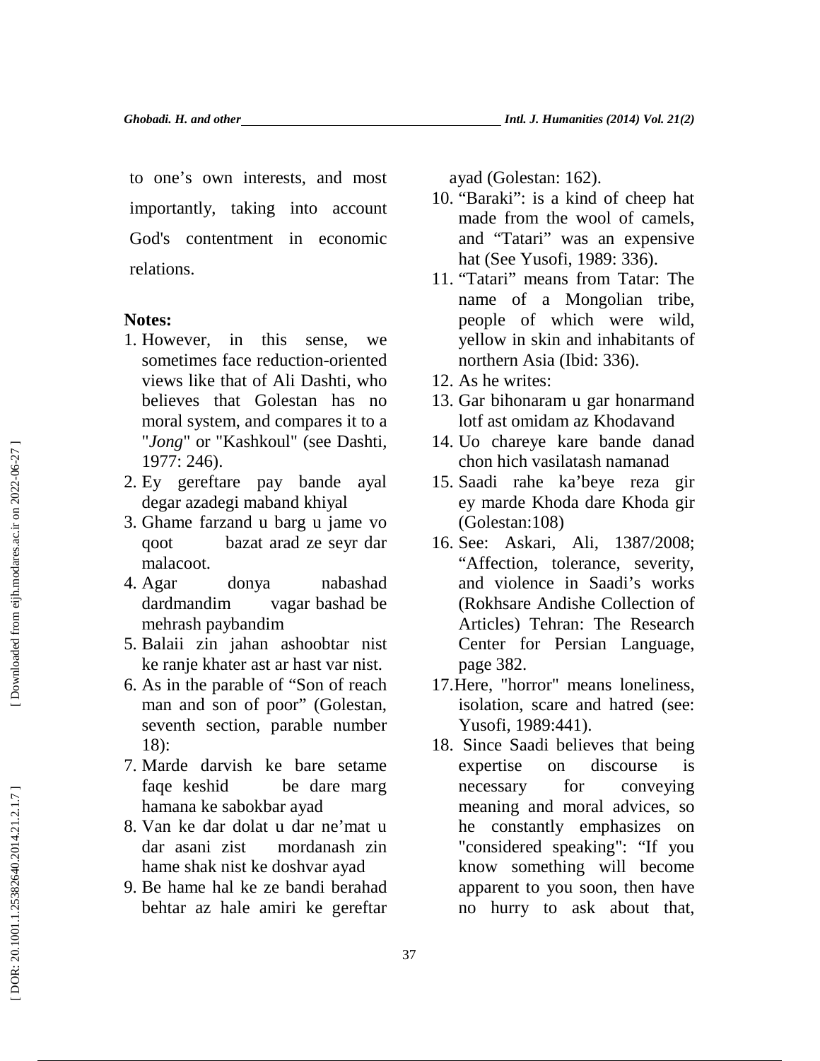to one's own interests, and most importantly, taking into account God's contentment in economic relations.

**Notes:**

1. However, in this sense, we sometimes face reduction-oriented views like that of Ali Dashti, who believes that Golestan has no moral system, and compares it to a "*Jong*" or "Kashkoul" (see Dashti, 1977: 246).
2. Ey gereftare pay bande ayal degar azadegi maband khiyal
3. Ghame farzand u barg u jame vo qoot bazat arad ze seyr dar malacoot.
4. Agar donya nabashad dardmandim vagar bashad be mehrash paybandim
5. Balaii zin jahan ashoobtar nist ke ranje khater ast ar hast var nist.
6. As in the parable of "Son of reach man and son of poor" (Golestan, seventh section, parable number 18):
7. Marde darvish ke bare setame faqe keshid be dare marg hamana ke sabokbar ayad
8. Van ke dar dolat u dar ne'mat u dar asani zist mordanash zin hame shak nist ke doshvar ayad
9. Be hame hal ke ze bandi berahad behtar az hale amiri ke gereftar ayad (Golestan: 162).
10. "Baraki": is a kind of cheep hat made from the wool of camels, and "Tatari" was an expensive hat (See Yusofi, 1989: 336).
11. "Tatari" means from Tatar: The name of a Mongolian tribe, people of which were wild, yellow in skin and inhabitants of northern Asia (Ibid: 336).
12. As he writes:
13. Gar bihonaram u gar honarmand lotf ast omidam az Khodavand
14. Uo chareye kare bande danad chon hich vasilatash namanad
15. Saadi rahe ka'beye reza gir ey marde Khoda dare Khoda gir (Golestan:108)
16. See: Askari, Ali, 1387/2008; "Affection, tolerance, severity, and violence in Saadi's works (Rokhsare Andishe Collection of Articles) Tehran: The Research Center for Persian Language, page 382.
17. Here, "horror" means loneliness, isolation, scare and hatred (see: Yusofi, 1989:441).
18. Since Saadi believes that being expertise on discourse is necessary for conveying meaning and moral advices, so he constantly emphasizes on "considered speaking": "If you know something will become apparent to you soon, then have no hurry to ask about that,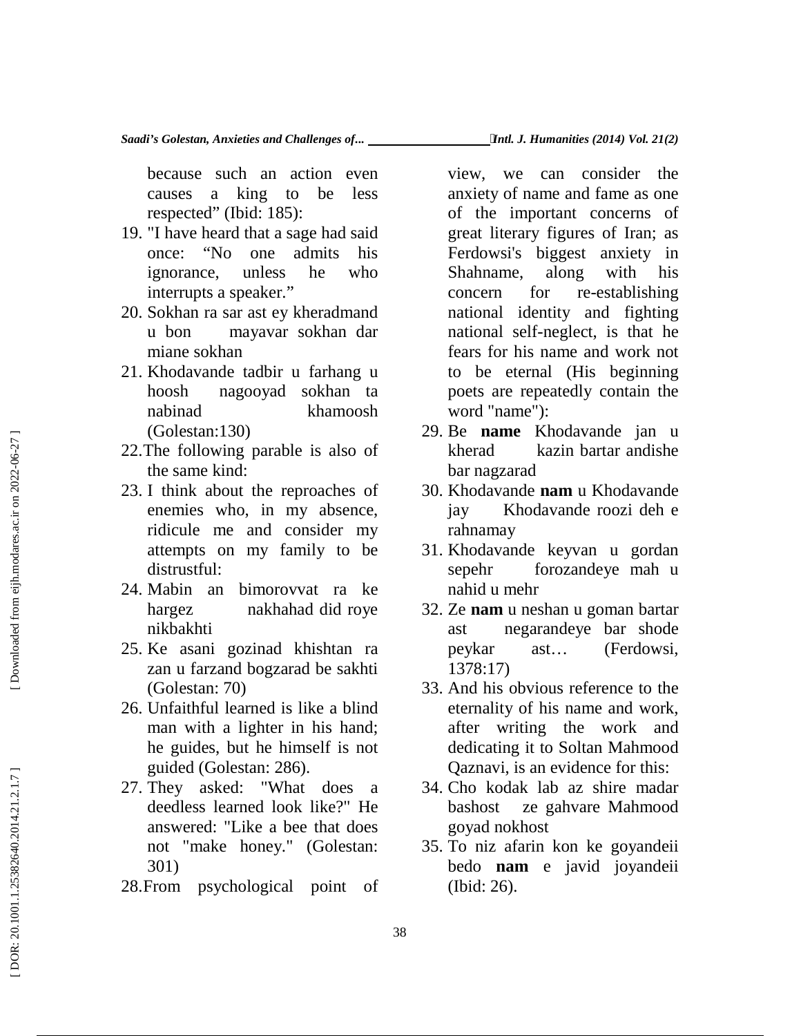because such an action even causes a king to be less respected" (Ibid: 185):

19. "I have heard that a sage had said once: "No one admits his ignorance, unless he who interrupts a speaker."
20. Sokhan ra sar ast ey kheradmand u bon mayavar sokhan dar miane sokhan
21. Khodavande tadbir u farhang u hoosh nagooyad sokhan ta nabinad khamoosh (Golestan:130)
22. The following parable is also of the same kind:
23. I think about the reproaches of enemies who, in my absence, ridicule me and consider my attempts on my family to be distrustful:
24. Mabin an bimorovvat ra ke hargez nakhahad did roye nikbakhti
25. Ke asani gozinad khishtan ra zan u farzand bogzarad be sakhti (Golestan: 70)
26. Unfaithful learned is like a blind man with a lighter in his hand; he guides, but he himself is not guided (Golestan: 286).
27. They asked: "What does a deedless learned look like?" He answered: "Like a bee that does not "make honey." (Golestan: 301)
28. From psychological point of view, we can consider the anxiety of name and fame as one of the important concerns of great literary figures of Iran; as Ferdowsi's biggest anxiety in Shahname, along with his concern for re-establishing national identity and fighting national self-neglect, is that he fears for his name and work not to be eternal (His beginning poets are repeatedly contain the word "name"):
29. Be **name** Khodavande jan u kherad kazin bartar andishe bar nagzarad
30. Khodavande **nam** u Khodavande jay Khodavande roozi deh e rahnamay
31. Khodavande keyvan u gordan sepehr forozandeye mah u nahid u mehr
32. Ze **nam** u neshan u goman bartar ast negarandeye bar shode peykar ast… (Ferdowsi, 1378:17)
33. And his obvious reference to the eternality of his name and work, after writing the work and dedicating it to Soltan Mahmood Qaznavi, is an evidence for this:
34. Cho kodak lab az shire madar bashost ze gahvare Mahmood goyad nokhost
35. To niz afarin kon ke goyandeii bedo **nam** e javid joyandeii (Ibid: 26).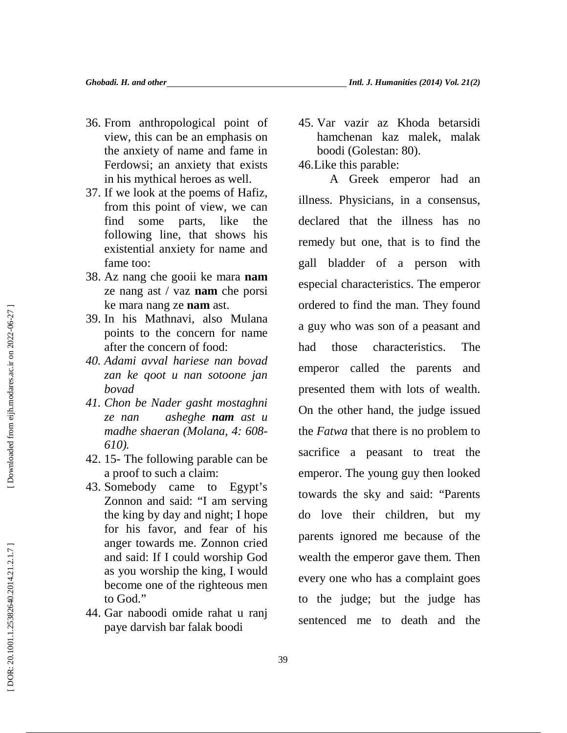36. From anthropological point of view, this can be an emphasis on the anxiety of name and fame in Ferdowsi; an anxiety that exists in his mythical heroes as well.
37. If we look at the poems of Hafiz, from this point of view, we can find some parts, like the following line, that shows his existential anxiety for name and fame too:
38. Az nang che gooii ke mara **nam** ze nang ast / vaz **nam** che porsi ke mara nang ze **nam** ast.
39. In his Mathnavi, also Mulana points to the concern for name after the concern of food:
40. *Adami avval hariese nan bovad zan ke qoot u nan sotoone jan bovad*
41. *Chon be Nader gasht mostaghni ze nan asheghe **nam** ast u madhe shaeran (Molana, 4: 608-610).*
42. 15- The following parable can be a proof to such a claim:
43. Somebody came to Egypt's Zonnon and said: "I am serving the king by day and night; I hope for his favor, and fear of his anger towards me. Zonnon cried and said: If I could worship God as you worship the king, I would become one of the righteous men to God."
44. Gar naboodi omide rahat u ranj paye darvish bar falak boodi
45. Var vazir az Khoda betarsidi hamchenan kaz malek, malak boodi (Golestan: 80).
46. Like this parable:

A Greek emperor had an illness. Physicians, in a consensus, declared that the illness has no remedy but one, that is to find the gall bladder of a person with especial characteristics. The emperor ordered to find the man. They found a guy who was son of a peasant and had those characteristics. The emperor called the parents and presented them with lots of wealth. On the other hand, the judge issued the *Fatwa* that there is no problem to sacrifice a peasant to treat the emperor. The young guy then looked towards the sky and said: "Parents do love their children, but my parents ignored me because of the wealth the emperor gave them. Then every one who has a complaint goes to the judge; but the judge has sentenced me to death and the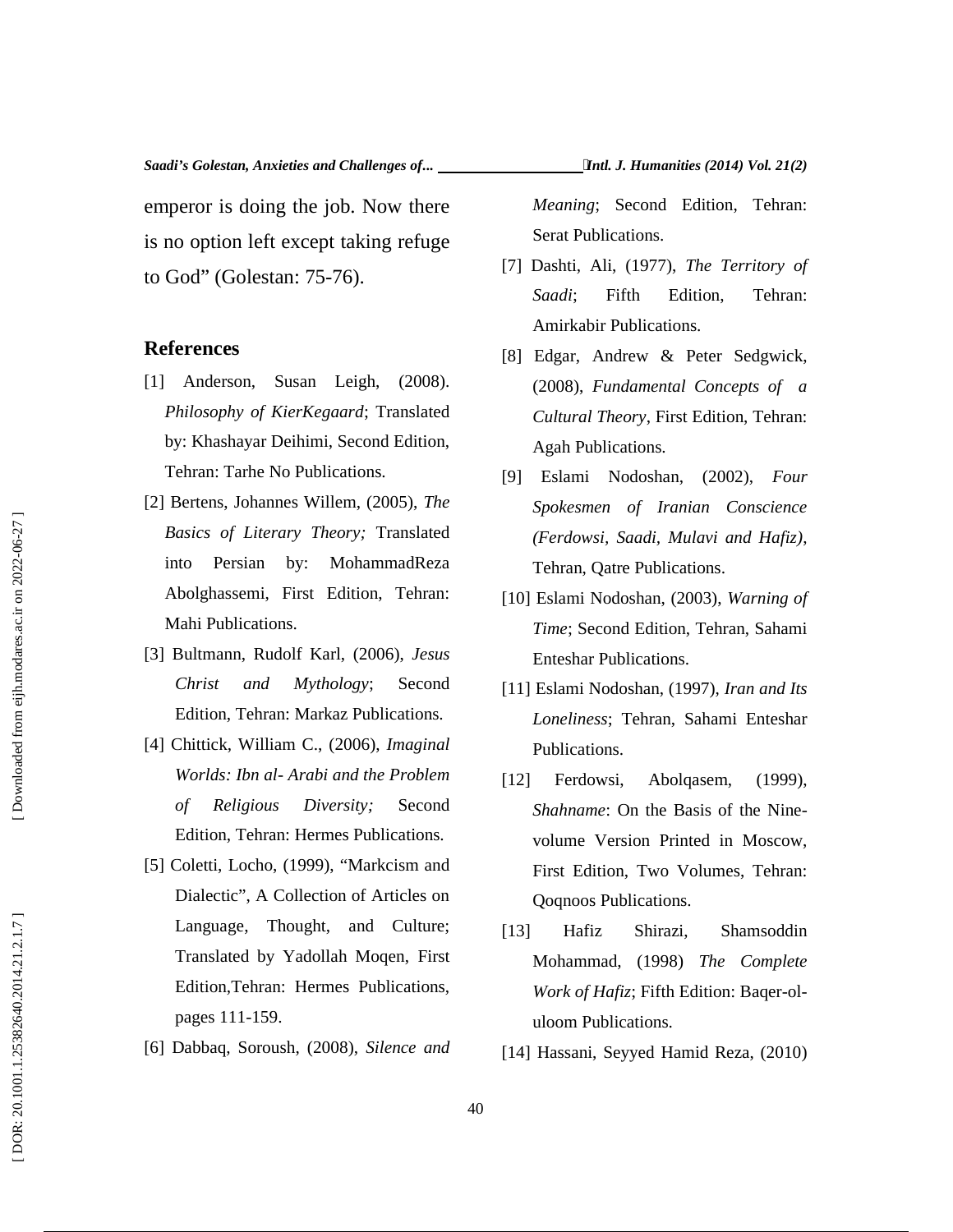emperor is doing the job. Now there is no option left except taking refuge to God" (Golestan: 75-76).

## References

[1] Anderson, Susan Leigh, (2008). *Philosophy of KierKegaard*; Translated by: Khashayar Deihimi, Second Edition, Tehran: Tarhe No Publications.

[2] Bertens, Johannes Willem, (2005), *The Basics of Literary Theory;* Translated into Persian by: MohammadReza Abolghassemi, First Edition, Tehran: Mahi Publications.

[3] Bultmann, Rudolf Karl, (2006), *Jesus Christ and Mythology*; Second Edition, Tehran: Markaz Publications.

[4] Chittick, William C., (2006), *Imaginal Worlds: Ibn al- Arabi and the Problem of Religious Diversity;* Second Edition, Tehran: Hermes Publications.

[5] Coletti, Locho, (1999), "Markcism and Dialectic", A Collection of Articles on Language, Thought, and Culture; Translated by Yadollah Moqen, First Edition,Tehran: Hermes Publications, pages 111-159.

[6] Dabbaq, Soroush, (2008), *Silence and Meaning*; Second Edition, Tehran: Serat Publications.

[7] Dashti, Ali, (1977), *The Territory of Saadi*; Fifth Edition, Tehran: Amirkabir Publications.

[8] Edgar, Andrew & Peter Sedgwick, (2008), *Fundamental Concepts of a Cultural Theory*, First Edition, Tehran: Agah Publications.

[9] Eslami Nodoshan, (2002), *Four Spokesmen of Iranian Conscience (Ferdowsi, Saadi, Mulavi and Hafiz)*, Tehran, Qatre Publications.

[10] Eslami Nodoshan, (2003), *Warning of Time*; Second Edition, Tehran, Sahami Enteshar Publications.

[11] Eslami Nodoshan, (1997), *Iran and Its Loneliness*; Tehran, Sahami Enteshar Publications.

[12] Ferdowsi, Abolqasem, (1999), *Shahname*: On the Basis of the Nine-volume Version Printed in Moscow, First Edition, Two Volumes, Tehran: Qoqnoos Publications.

[13] Hafiz Shirazi, Shamsoddin Mohammad, (1998) *The Complete Work of Hafiz*; Fifth Edition: Baqer-ol-uloom Publications.

[14] Hassani, Seyyed Hamid Reza, (2010)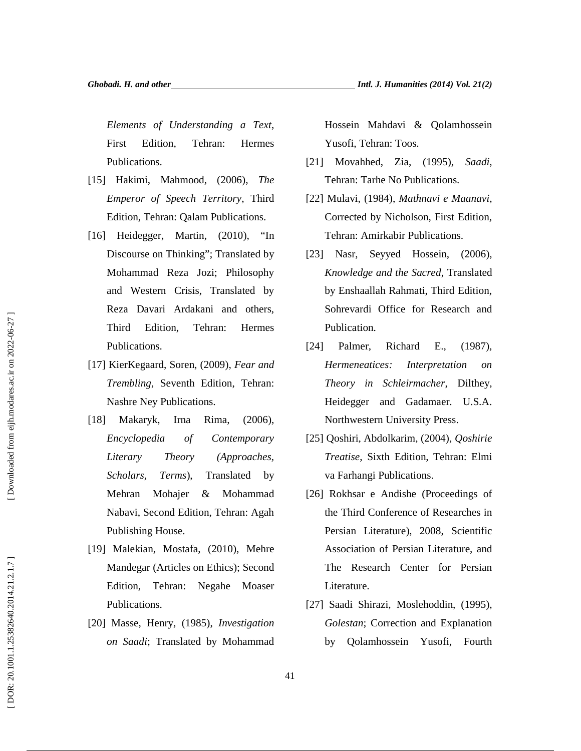*Elements of Understanding a Text*, First Edition, Tehran: Hermes Publications.

[15] Hakimi, Mahmood, (2006), *The Emperor of Speech Territory*, Third Edition, Tehran: Qalam Publications.

[16] Heidegger, Martin, (2010), "In Discourse on Thinking"; Translated by Mohammad Reza Jozi; Philosophy and Western Crisis, Translated by Reza Davari Ardakani and others, Third Edition, Tehran: Hermes Publications.

[17] KierKegaard, Soren, (2009), *Fear and Trembling*, Seventh Edition, Tehran: Nashre Ney Publications.

[18] Makaryk, Irna Rima, (2006), *Encyclopedia of Contemporary Literary Theory (Approaches, Scholars, Terms*), Translated by Mehran Mohajer & Mohammad Nabavi, Second Edition, Tehran: Agah Publishing House.

[19] Malekian, Mostafa, (2010), Mehre Mandegar (Articles on Ethics); Second Edition, Tehran: Negahe Moaser Publications.

[20] Masse, Henry, (1985), *Investigation on Saadi*; Translated by Mohammad Hossein Mahdavi & Qolamhossein Yusofi, Tehran: Toos.

[21] Movahhed, Zia, (1995), *Saadi*, Tehran: Tarhe No Publications.

[22] Mulavi, (1984), *Mathnavi e Maanavi*, Corrected by Nicholson, First Edition, Tehran: Amirkabir Publications.

[23] Nasr, Seyyed Hossein, (2006), *Knowledge and the Sacred*, Translated by Enshaallah Rahmati, Third Edition, Sohrevardi Office for Research and Publication.

[24] Palmer, Richard E., (1987), *Hermeneatices: Interpretation on Theory in Schleirmacher*, Dilthey, Heidegger and Gadamaer. U.S.A. Northwestern University Press.

[25] Qoshiri, Abdolkarim, (2004), *Qoshirie Treatise*, Sixth Edition, Tehran: Elmi va Farhangi Publications.

[26] Rokhsar e Andishe (Proceedings of the Third Conference of Researches in Persian Literature), 2008, Scientific Association of Persian Literature, and The Research Center for Persian Literature.

[27] Saadi Shirazi, Moslehoddin, (1995), *Golestan*; Correction and Explanation by Qolamhossein Yusofi, Fourth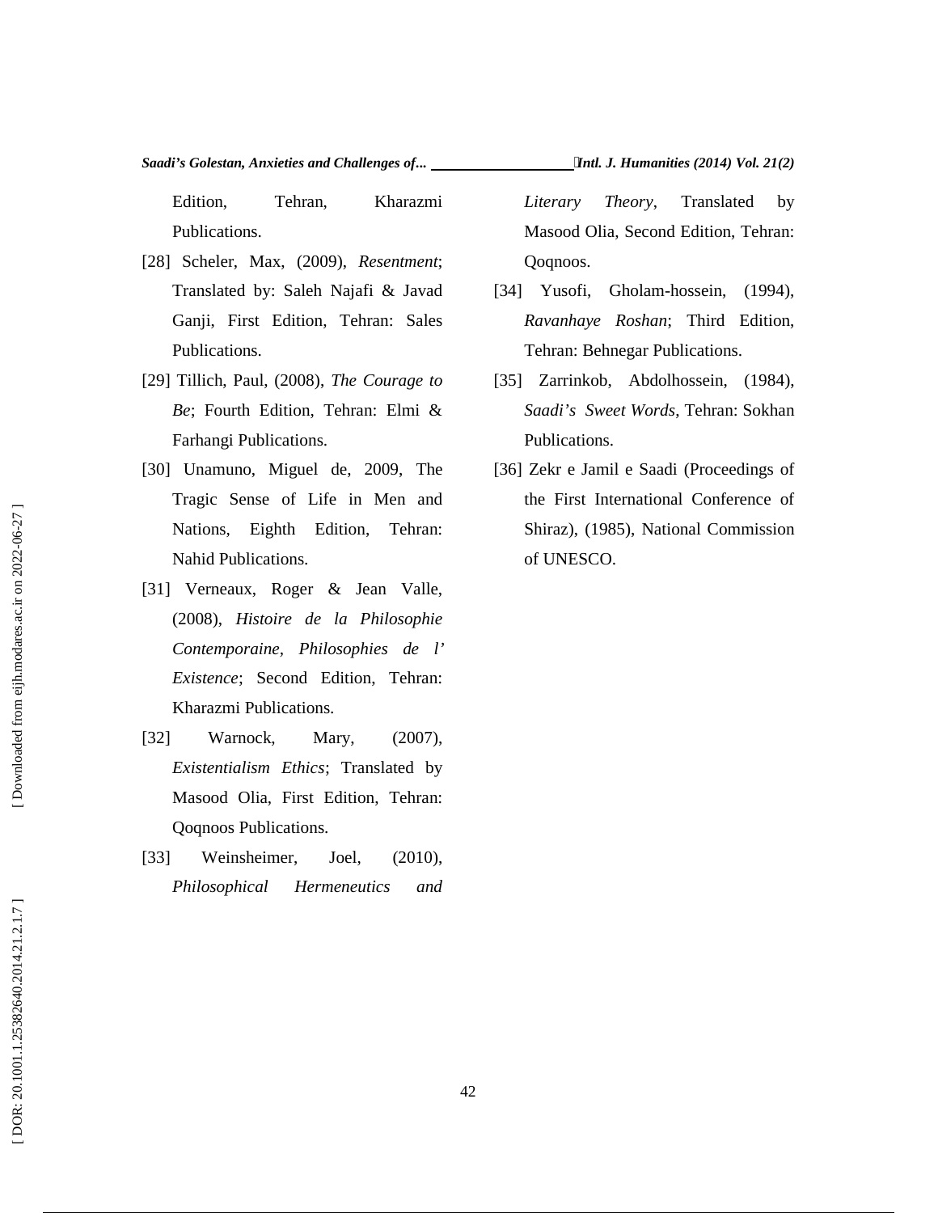Edition, Tehran, Kharazmi Publications.

[28] Scheler, Max, (2009), *Resentment*; Translated by: Saleh Najafi & Javad Ganji, First Edition, Tehran: Sales Publications.

[29] Tillich, Paul, (2008), *The Courage to Be*; Fourth Edition, Tehran: Elmi & Farhangi Publications.

[30] Unamuno, Miguel de, 2009, The Tragic Sense of Life in Men and Nations, Eighth Edition, Tehran: Nahid Publications.

[31] Verneaux, Roger & Jean Valle, (2008), *Histoire de la Philosophie Contemporaine, Philosophies de l' Existence*; Second Edition, Tehran: Kharazmi Publications.

[32] Warnock, Mary, (2007), *Existentialism Ethics*; Translated by Masood Olia, First Edition, Tehran: Qoqnoos Publications.

[33] Weinsheimer, Joel, (2010), *Philosophical Hermeneutics and Literary Theory*, Translated by Masood Olia, Second Edition, Tehran: Qoqnoos.

[34] Yusofi, Gholam-hossein, (1994), *Ravanhaye Roshan*; Third Edition, Tehran: Behnegar Publications.

[35] Zarrinkob, Abdolhossein, (1984), *Saadi's Sweet Words*, Tehran: Sokhan Publications.

[36] Zekr e Jamil e Saadi (Proceedings of the First International Conference of Shiraz), (1985), National Commission of UNESCO.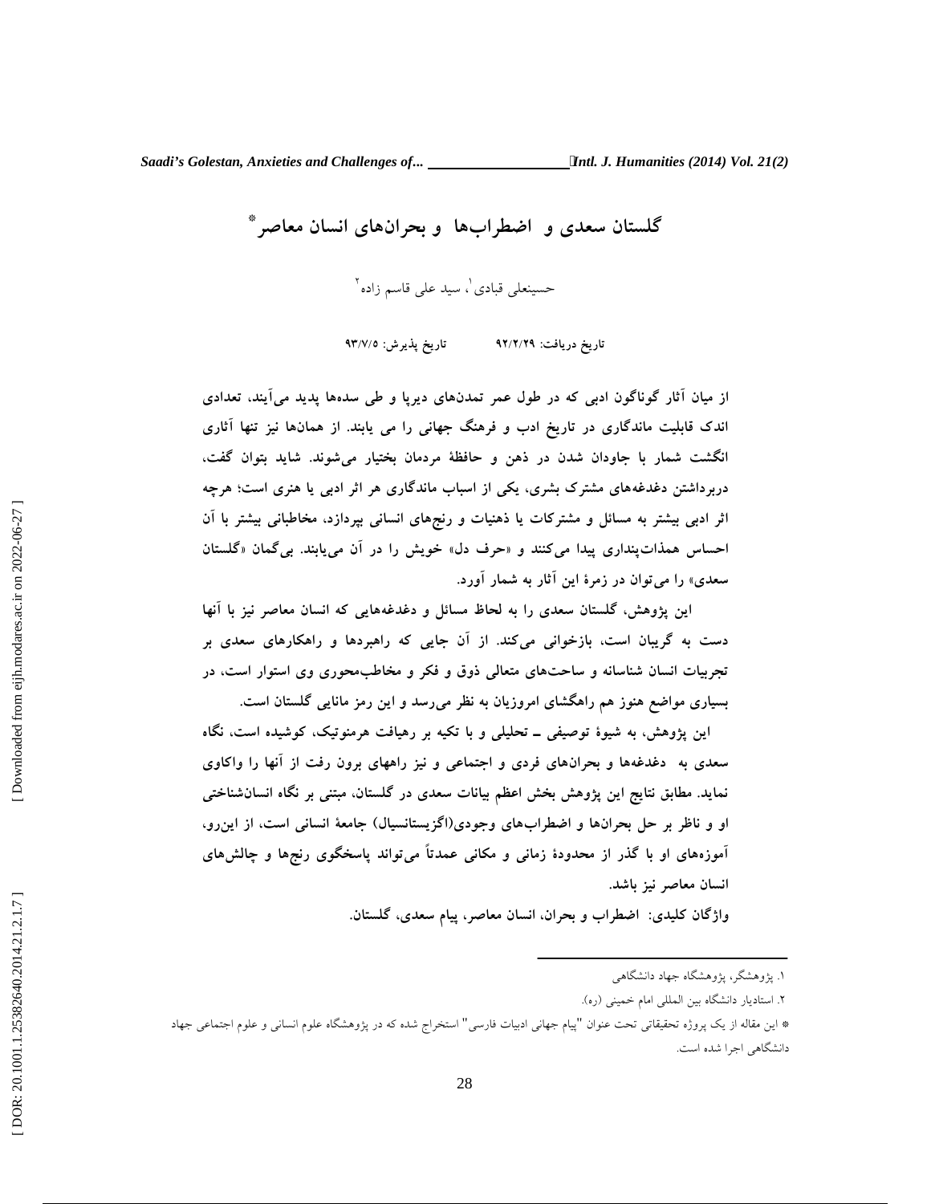# گلستان سعدی و اضطراب‌ها و بحران‌های انسان معاصر*

حسینعلی قبادی[1]، سید علی قاسم زاده[2]

تاریخ دریافت: ۹۲/۲/۲۹ &nbsp;&nbsp;&nbsp;&nbsp;&nbsp;&nbsp;&nbsp;&nbsp; تاریخ پذیرش: ۹۳/۷/۵

**از میان آثار گوناگون ادبی که در طول عمر تمدن‌های دیرپا و طی سده‌ها پدید می‌آیند، تعدادی اندک قابلیت ماندگاری در تاریخ ادب و فرهنگ جهانی را می یابند. از همان‌ها نیز تنها آثاری انگشت شمار با جاودان شدن در ذهن و حافظهٔ مردمان بختیار می‌شوند. شاید بتوان گفت، دربرداشتن دغدغه‌های مشترک بشری، یکی از اسباب ماندگاری هر اثر ادبی یا هنری است؛ هرچه اثر ادبی بیشتر به مسائل و مشترکات یا ذهنیات و رنج‌های انسانی بپردازد، مخاطبانی بیشتر با آن احساس همذات‌پنداری پیدا می‌کنند و «حرف دل» خویش را در آن می‌یابند. بی‌گمان «گلستان سعدی» را می‌توان در زمرهٔ این آثار به شمار آورد.**

**این پژوهش، گلستان سعدی را به لحاظ مسائل و دغدغه‌هایی که انسان معاصر نیز با آنها دست به گریبان است، بازخوانی می‌کند. از آن جایی که راهبردها و راهکارهای سعدی بر تجربیات انسان شناسانه و ساحت‌های متعالی ذوق و فکر و مخاطب‌محوری وی استوار است، در بسیاری مواضع هنوز هم راهگشای امروزیان به نظر می‌رسد و این رمز مانایی گلستان است.**

**این پژوهش، به شیوهٔ توصیفی ــ تحلیلی و با تکیه بر رهیافت هرمنوتیک، کوشیده است، نگاه سعدی به دغدغه‌ها و بحران‌های فردی و اجتماعی و نیز راههای برون رفت از آنها را واکاوی نماید. مطابق نتایج این پژوهش بخش اعظم بیانات سعدی در گلستان، مبتنی بر نگاه انسان‌شناختی او و ناظر بر حل بحران‌ها و اضطراب‌های وجودی(اگزیستانسیال) جامعهٔ انسانی است، از این‌رو، آموزه‌های او با گذر از محدودهٔ زمانی و مکانی عمدتاً می‌تواند پاسخگوی رنج‌ها و چالش‌های انسان معاصر نیز باشد.**

**واژگان کلیدی: اضطراب و بحران، انسان معاصر، پیام سعدی، گلستان.**

---

۱. پژوهشگر، پژوهشگاه جهاد دانشگاهی

۲. استادیار دانشگاه بین المللی امام خمینی (ره).

* این مقاله از یک پروژه تحقیقاتی تحت عنوان "پیام جهانی ادبیات فارسی" استخراج شده که در پژوهشگاه علوم انسانی و علوم اجتماعی جهاد دانشگاهی اجرا شده است.